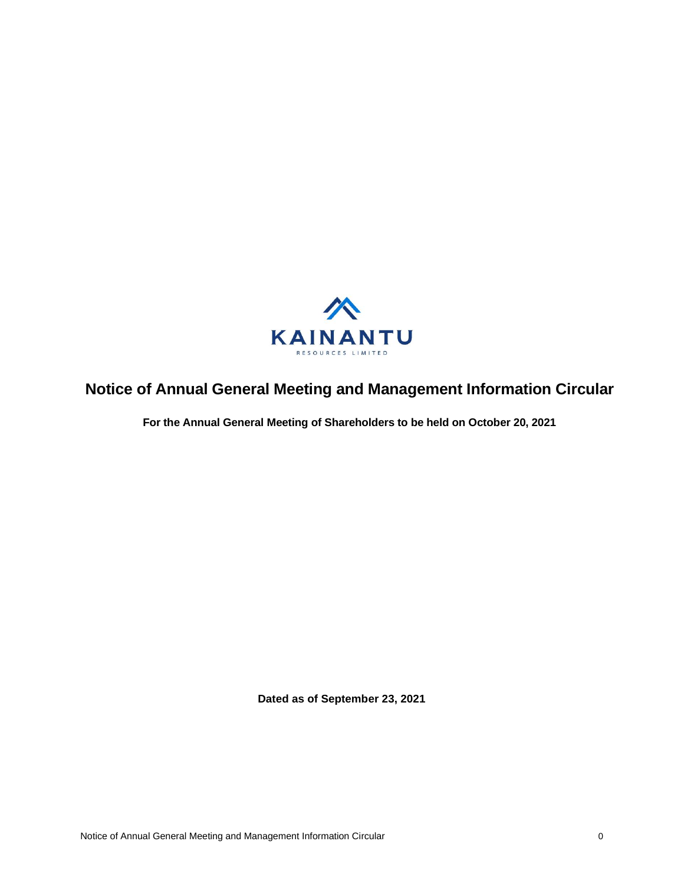KAINANTU

RESOURCES LIMITED

# Notice of Annual General Meeting and Management Information Circular

**For the Annual General Meeting of Shareholders to be held on October 20, 2021**

**Dated as of September 23, 2021**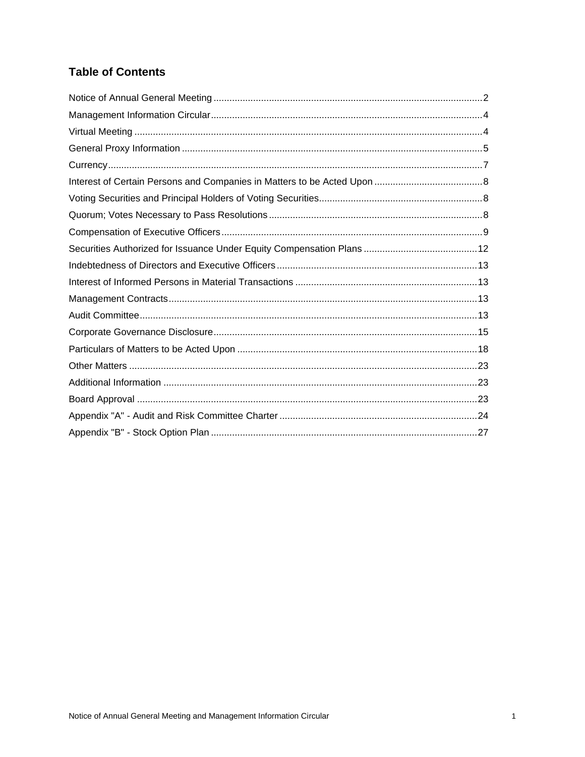## Table of Contents

| Section | Page |
|---|---|
| Notice of Annual General Meeting | 2 |
| Management Information Circular | 4 |
| Virtual Meeting | 4 |
| General Proxy Information | 5 |
| Currency | 7 |
| Interest of Certain Persons and Companies in Matters to be Acted Upon | 8 |
| Voting Securities and Principal Holders of Voting Securities | 8 |
| Quorum; Votes Necessary to Pass Resolutions | 8 |
| Compensation of Executive Officers | 9 |
| Securities Authorized for Issuance Under Equity Compensation Plans | 12 |
| Indebtedness of Directors and Executive Officers | 13 |
| Interest of Informed Persons in Material Transactions | 13 |
| Management Contracts | 13 |
| Audit Committee | 13 |
| Corporate Governance Disclosure | 15 |
| Particulars of Matters to be Acted Upon | 18 |
| Other Matters | 23 |
| Additional Information | 23 |
| Board Approval | 23 |
| Appendix "A" - Audit and Risk Committee Charter | 24 |
| Appendix "B" - Stock Option Plan | 27 |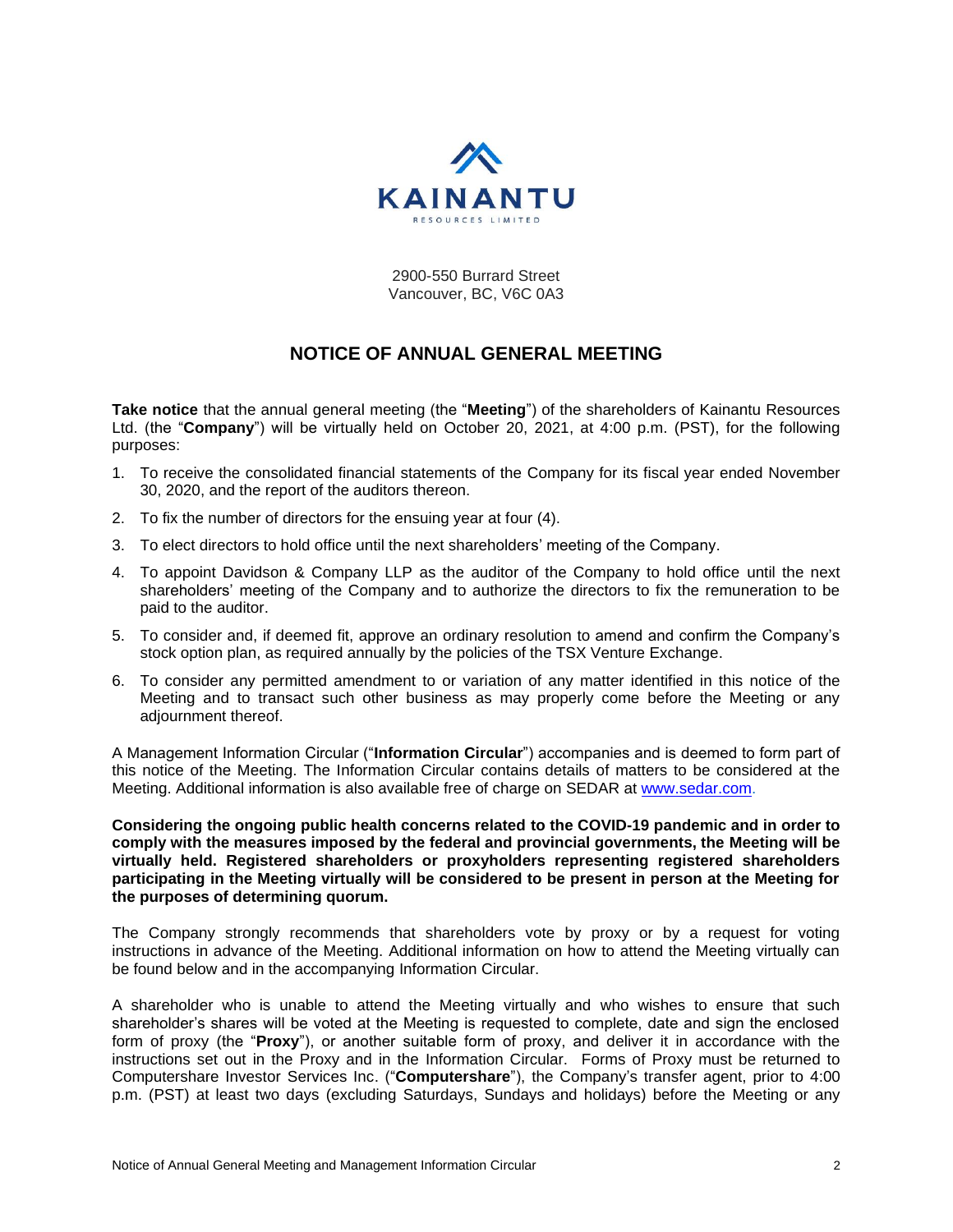**KAINANTU**
RESOURCES LIMITED

2900-550 Burrard Street
Vancouver, BC, V6C 0A3

## NOTICE OF ANNUAL GENERAL MEETING

**Take notice** that the annual general meeting (the "**Meeting**") of the shareholders of Kainantu Resources Ltd. (the "**Company**") will be virtually held on October 20, 2021, at 4:00 p.m. (PST), for the following purposes:

1. To receive the consolidated financial statements of the Company for its fiscal year ended November 30, 2020, and the report of the auditors thereon.
2. To fix the number of directors for the ensuing year at four (4).
3. To elect directors to hold office until the next shareholders' meeting of the Company.
4. To appoint Davidson & Company LLP as the auditor of the Company to hold office until the next shareholders' meeting of the Company and to authorize the directors to fix the remuneration to be paid to the auditor.
5. To consider and, if deemed fit, approve an ordinary resolution to amend and confirm the Company's stock option plan, as required annually by the policies of the TSX Venture Exchange.
6. To consider any permitted amendment to or variation of any matter identified in this notice of the Meeting and to transact such other business as may properly come before the Meeting or any adjournment thereof.

A Management Information Circular ("**Information Circular**") accompanies and is deemed to form part of this notice of the Meeting. The Information Circular contains details of matters to be considered at the Meeting. Additional information is also available free of charge on SEDAR at www.sedar.com.

**Considering the ongoing public health concerns related to the COVID-19 pandemic and in order to comply with the measures imposed by the federal and provincial governments, the Meeting will be virtually held. Registered shareholders or proxyholders representing registered shareholders participating in the Meeting virtually will be considered to be present in person at the Meeting for the purposes of determining quorum.**

The Company strongly recommends that shareholders vote by proxy or by a request for voting instructions in advance of the Meeting. Additional information on how to attend the Meeting virtually can be found below and in the accompanying Information Circular.

A shareholder who is unable to attend the Meeting virtually and who wishes to ensure that such shareholder's shares will be voted at the Meeting is requested to complete, date and sign the enclosed form of proxy (the "**Proxy**"), or another suitable form of proxy, and deliver it in accordance with the instructions set out in the Proxy and in the Information Circular. Forms of Proxy must be returned to Computershare Investor Services Inc. ("**Computershare**"), the Company's transfer agent, prior to 4:00 p.m. (PST) at least two days (excluding Saturdays, Sundays and holidays) before the Meeting or any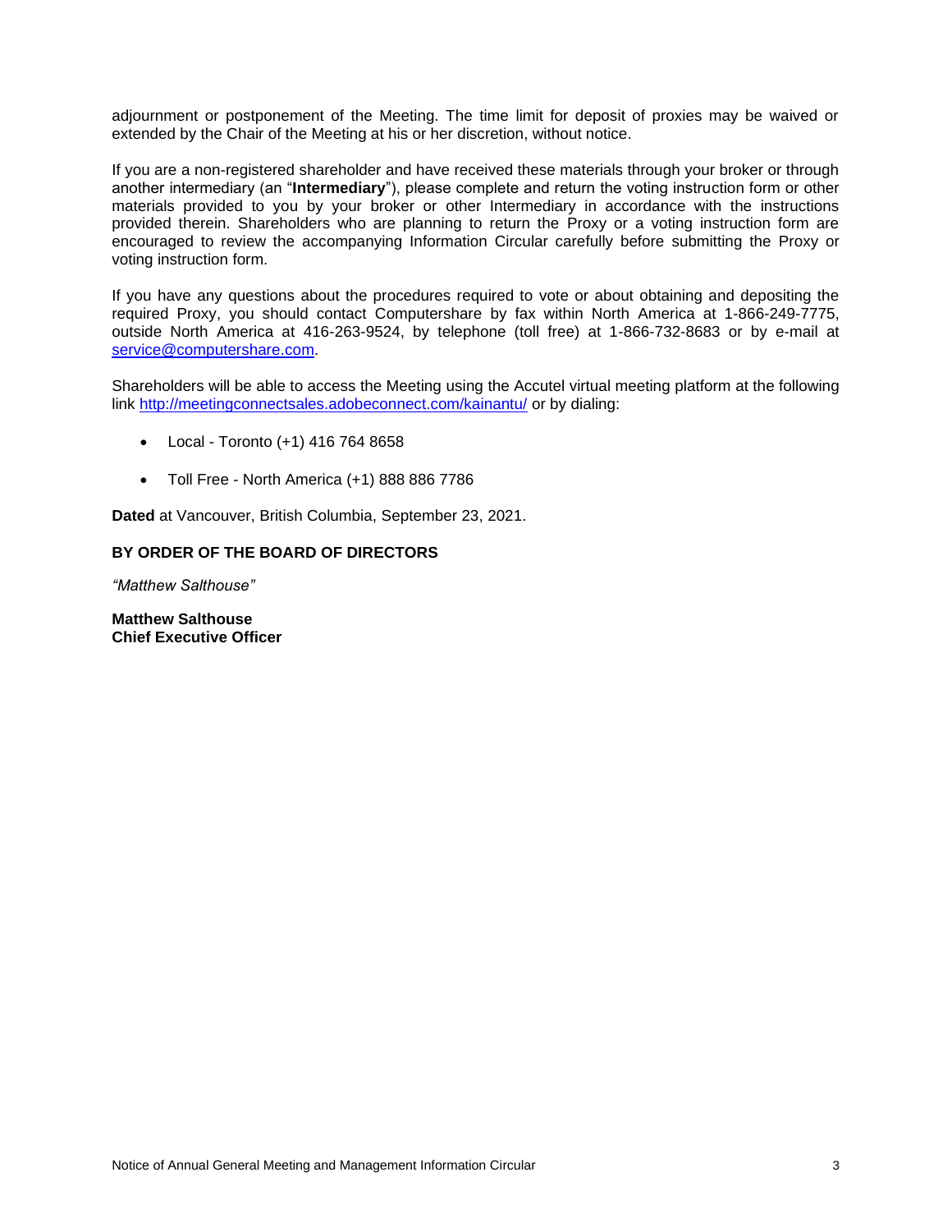adjournment or postponement of the Meeting. The time limit for deposit of proxies may be waived or extended by the Chair of the Meeting at his or her discretion, without notice.

If you are a non-registered shareholder and have received these materials through your broker or through another intermediary (an "**Intermediary**"), please complete and return the voting instruction form or other materials provided to you by your broker or other Intermediary in accordance with the instructions provided therein. Shareholders who are planning to return the Proxy or a voting instruction form are encouraged to review the accompanying Information Circular carefully before submitting the Proxy or voting instruction form.

If you have any questions about the procedures required to vote or about obtaining and depositing the required Proxy, you should contact Computershare by fax within North America at 1-866-249-7775, outside North America at 416-263-9524, by telephone (toll free) at 1-866-732-8683 or by e-mail at service@computershare.com.

Shareholders will be able to access the Meeting using the Accutel virtual meeting platform at the following link http://meetingconnectsales.adobeconnect.com/kainantu/ or by dialing:

- Local - Toronto (+1) 416 764 8658
- Toll Free - North America (+1) 888 886 7786

**Dated** at Vancouver, British Columbia, September 23, 2021.

**BY ORDER OF THE BOARD OF DIRECTORS**

*"Matthew Salthouse"*

**Matthew Salthouse**
**Chief Executive Officer**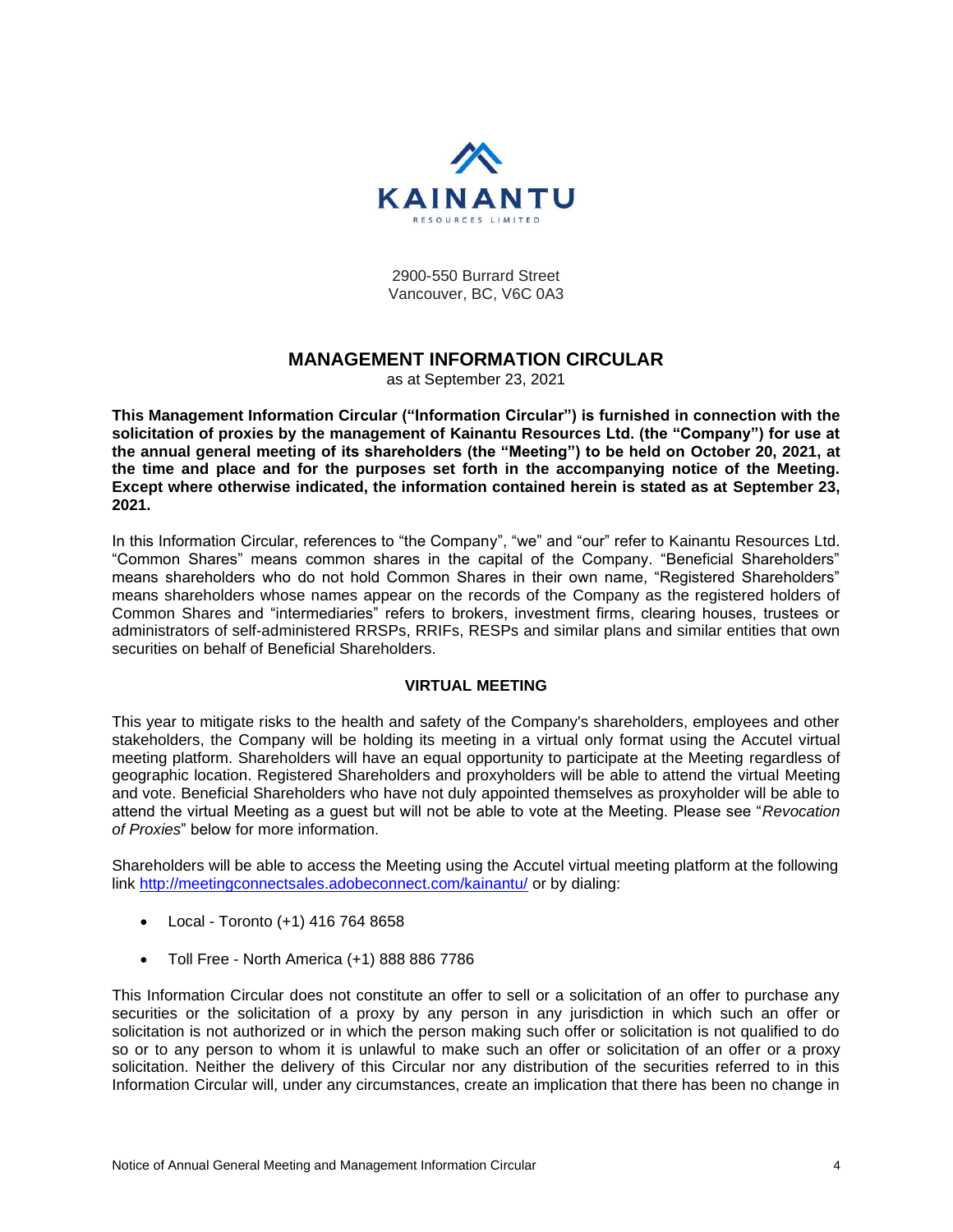2900-550 Burrard Street
Vancouver, BC, V6C 0A3

# MANAGEMENT INFORMATION CIRCULAR

as at September 23, 2021

**This Management Information Circular ("Information Circular") is furnished in connection with the solicitation of proxies by the management of Kainantu Resources Ltd. (the "Company") for use at the annual general meeting of its shareholders (the "Meeting") to be held on October 20, 2021, at the time and place and for the purposes set forth in the accompanying notice of the Meeting. Except where otherwise indicated, the information contained herein is stated as at September 23, 2021.**

In this Information Circular, references to "the Company", "we" and "our" refer to Kainantu Resources Ltd. "Common Shares" means common shares in the capital of the Company. "Beneficial Shareholders" means shareholders who do not hold Common Shares in their own name, "Registered Shareholders" means shareholders whose names appear on the records of the Company as the registered holders of Common Shares and "intermediaries" refers to brokers, investment firms, clearing houses, trustees or administrators of self-administered RRSPs, RRIFs, RESPs and similar plans and similar entities that own securities on behalf of Beneficial Shareholders.

## VIRTUAL MEETING

This year to mitigate risks to the health and safety of the Company's shareholders, employees and other stakeholders, the Company will be holding its meeting in a virtual only format using the Accutel virtual meeting platform. Shareholders will have an equal opportunity to participate at the Meeting regardless of geographic location. Registered Shareholders and proxyholders will be able to attend the virtual Meeting and vote. Beneficial Shareholders who have not duly appointed themselves as proxyholder will be able to attend the virtual Meeting as a guest but will not be able to vote at the Meeting. Please see "*Revocation of Proxies*" below for more information.

Shareholders will be able to access the Meeting using the Accutel virtual meeting platform at the following link http://meetingconnectsales.adobeconnect.com/kainantu/ or by dialing:

- Local - Toronto (+1) 416 764 8658
- Toll Free - North America (+1) 888 886 7786

This Information Circular does not constitute an offer to sell or a solicitation of an offer to purchase any securities or the solicitation of a proxy by any person in any jurisdiction in which such an offer or solicitation is not authorized or in which the person making such offer or solicitation is not qualified to do so or to any person to whom it is unlawful to make such an offer or solicitation of an offer or a proxy solicitation. Neither the delivery of this Circular nor any distribution of the securities referred to in this Information Circular will, under any circumstances, create an implication that there has been no change in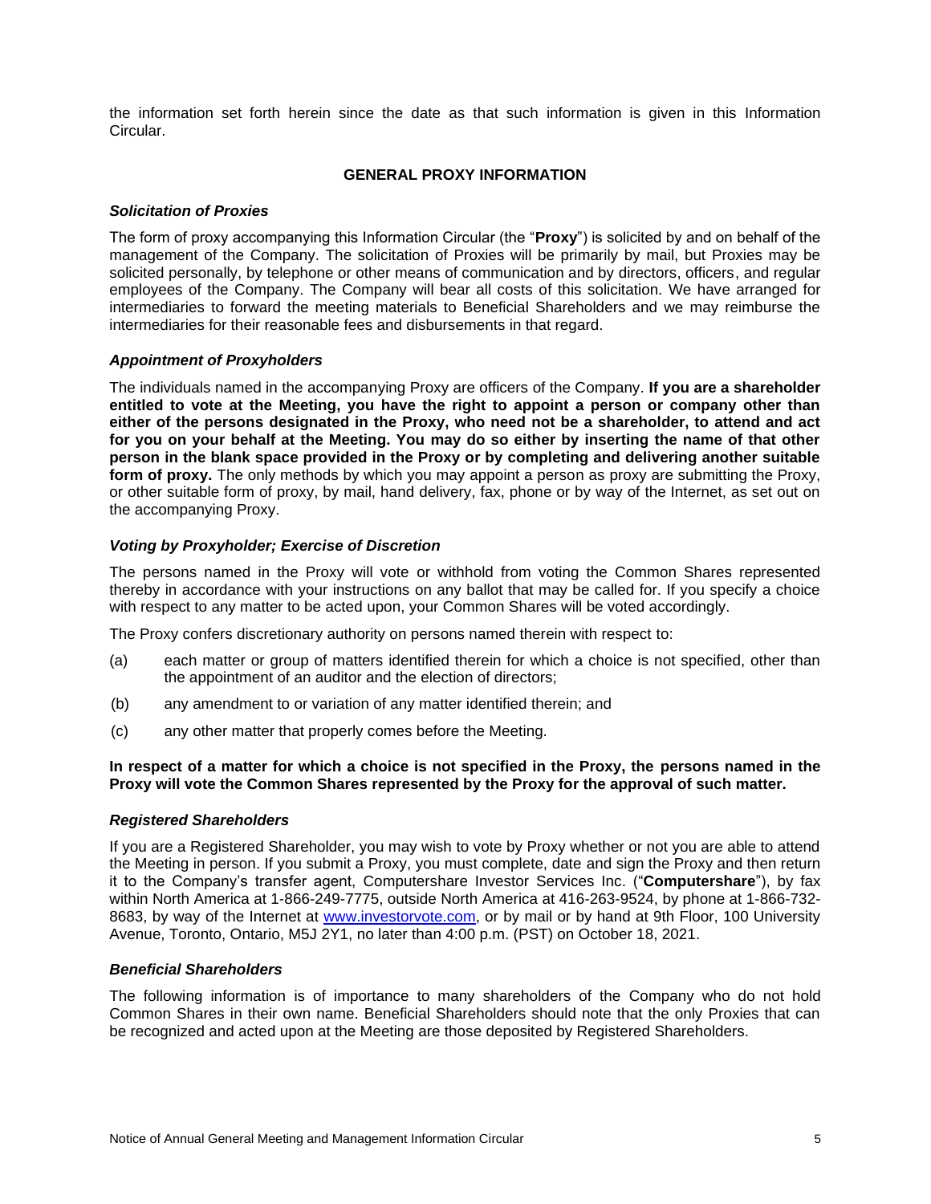the information set forth herein since the date as that such information is given in this Information Circular.

## GENERAL PROXY INFORMATION

### *Solicitation of Proxies*

The form of proxy accompanying this Information Circular (the "**Proxy**") is solicited by and on behalf of the management of the Company. The solicitation of Proxies will be primarily by mail, but Proxies may be solicited personally, by telephone or other means of communication and by directors, officers, and regular employees of the Company. The Company will bear all costs of this solicitation. We have arranged for intermediaries to forward the meeting materials to Beneficial Shareholders and we may reimburse the intermediaries for their reasonable fees and disbursements in that regard.

### *Appointment of Proxyholders*

The individuals named in the accompanying Proxy are officers of the Company. **If you are a shareholder entitled to vote at the Meeting, you have the right to appoint a person or company other than either of the persons designated in the Proxy, who need not be a shareholder, to attend and act for you on your behalf at the Meeting. You may do so either by inserting the name of that other person in the blank space provided in the Proxy or by completing and delivering another suitable form of proxy.** The only methods by which you may appoint a person as proxy are submitting the Proxy, or other suitable form of proxy, by mail, hand delivery, fax, phone or by way of the Internet, as set out on the accompanying Proxy.

### *Voting by Proxyholder; Exercise of Discretion*

The persons named in the Proxy will vote or withhold from voting the Common Shares represented thereby in accordance with your instructions on any ballot that may be called for. If you specify a choice with respect to any matter to be acted upon, your Common Shares will be voted accordingly.

The Proxy confers discretionary authority on persons named therein with respect to:

(a) each matter or group of matters identified therein for which a choice is not specified, other than the appointment of an auditor and the election of directors;

(b) any amendment to or variation of any matter identified therein; and

(c) any other matter that properly comes before the Meeting.

**In respect of a matter for which a choice is not specified in the Proxy, the persons named in the Proxy will vote the Common Shares represented by the Proxy for the approval of such matter.**

### *Registered Shareholders*

If you are a Registered Shareholder, you may wish to vote by Proxy whether or not you are able to attend the Meeting in person. If you submit a Proxy, you must complete, date and sign the Proxy and then return it to the Company's transfer agent, Computershare Investor Services Inc. ("**Computershare**"), by fax within North America at 1-866-249-7775, outside North America at 416-263-9524, by phone at 1-866-732-8683, by way of the Internet at www.investorvote.com, or by mail or by hand at 9th Floor, 100 University Avenue, Toronto, Ontario, M5J 2Y1, no later than 4:00 p.m. (PST) on October 18, 2021.

### *Beneficial Shareholders*

The following information is of importance to many shareholders of the Company who do not hold Common Shares in their own name. Beneficial Shareholders should note that the only Proxies that can be recognized and acted upon at the Meeting are those deposited by Registered Shareholders.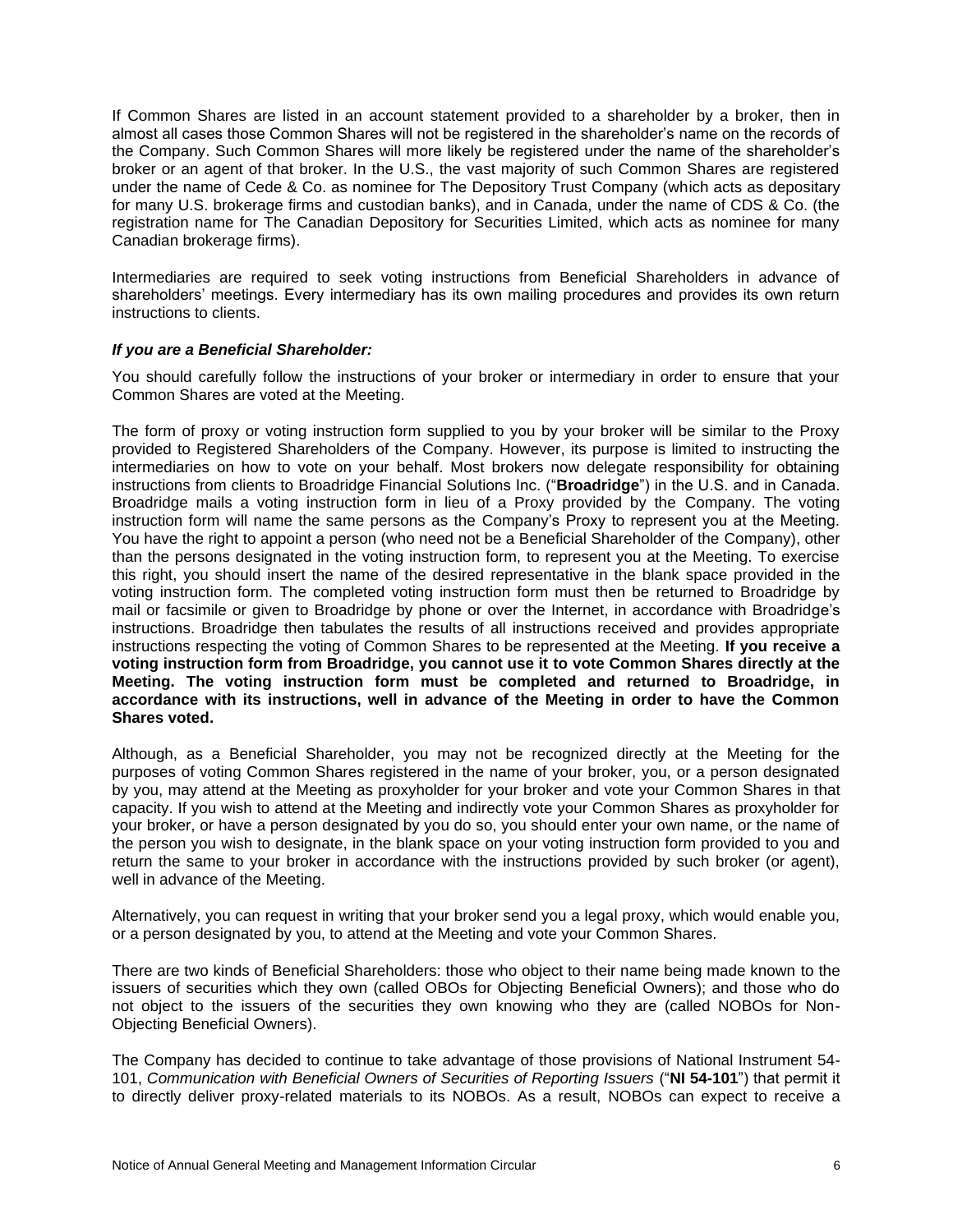If Common Shares are listed in an account statement provided to a shareholder by a broker, then in almost all cases those Common Shares will not be registered in the shareholder's name on the records of the Company. Such Common Shares will more likely be registered under the name of the shareholder's broker or an agent of that broker. In the U.S., the vast majority of such Common Shares are registered under the name of Cede & Co. as nominee for The Depository Trust Company (which acts as depositary for many U.S. brokerage firms and custodian banks), and in Canada, under the name of CDS & Co. (the registration name for The Canadian Depository for Securities Limited, which acts as nominee for many Canadian brokerage firms).

Intermediaries are required to seek voting instructions from Beneficial Shareholders in advance of shareholders' meetings. Every intermediary has its own mailing procedures and provides its own return instructions to clients.

***If you are a Beneficial Shareholder:***

You should carefully follow the instructions of your broker or intermediary in order to ensure that your Common Shares are voted at the Meeting.

The form of proxy or voting instruction form supplied to you by your broker will be similar to the Proxy provided to Registered Shareholders of the Company. However, its purpose is limited to instructing the intermediaries on how to vote on your behalf. Most brokers now delegate responsibility for obtaining instructions from clients to Broadridge Financial Solutions Inc. ("**Broadridge**") in the U.S. and in Canada. Broadridge mails a voting instruction form in lieu of a Proxy provided by the Company. The voting instruction form will name the same persons as the Company's Proxy to represent you at the Meeting. You have the right to appoint a person (who need not be a Beneficial Shareholder of the Company), other than the persons designated in the voting instruction form, to represent you at the Meeting. To exercise this right, you should insert the name of the desired representative in the blank space provided in the voting instruction form. The completed voting instruction form must then be returned to Broadridge by mail or facsimile or given to Broadridge by phone or over the Internet, in accordance with Broadridge's instructions. Broadridge then tabulates the results of all instructions received and provides appropriate instructions respecting the voting of Common Shares to be represented at the Meeting. **If you receive a voting instruction form from Broadridge, you cannot use it to vote Common Shares directly at the Meeting. The voting instruction form must be completed and returned to Broadridge, in accordance with its instructions, well in advance of the Meeting in order to have the Common Shares voted.**

Although, as a Beneficial Shareholder, you may not be recognized directly at the Meeting for the purposes of voting Common Shares registered in the name of your broker, you, or a person designated by you, may attend at the Meeting as proxyholder for your broker and vote your Common Shares in that capacity. If you wish to attend at the Meeting and indirectly vote your Common Shares as proxyholder for your broker, or have a person designated by you do so, you should enter your own name, or the name of the person you wish to designate, in the blank space on your voting instruction form provided to you and return the same to your broker in accordance with the instructions provided by such broker (or agent), well in advance of the Meeting.

Alternatively, you can request in writing that your broker send you a legal proxy, which would enable you, or a person designated by you, to attend at the Meeting and vote your Common Shares.

There are two kinds of Beneficial Shareholders: those who object to their name being made known to the issuers of securities which they own (called OBOs for Objecting Beneficial Owners); and those who do not object to the issuers of the securities they own knowing who they are (called NOBOs for Non-Objecting Beneficial Owners).

The Company has decided to continue to take advantage of those provisions of National Instrument 54-101, *Communication with Beneficial Owners of Securities of Reporting Issuers* ("**NI 54-101**") that permit it to directly deliver proxy-related materials to its NOBOs. As a result, NOBOs can expect to receive a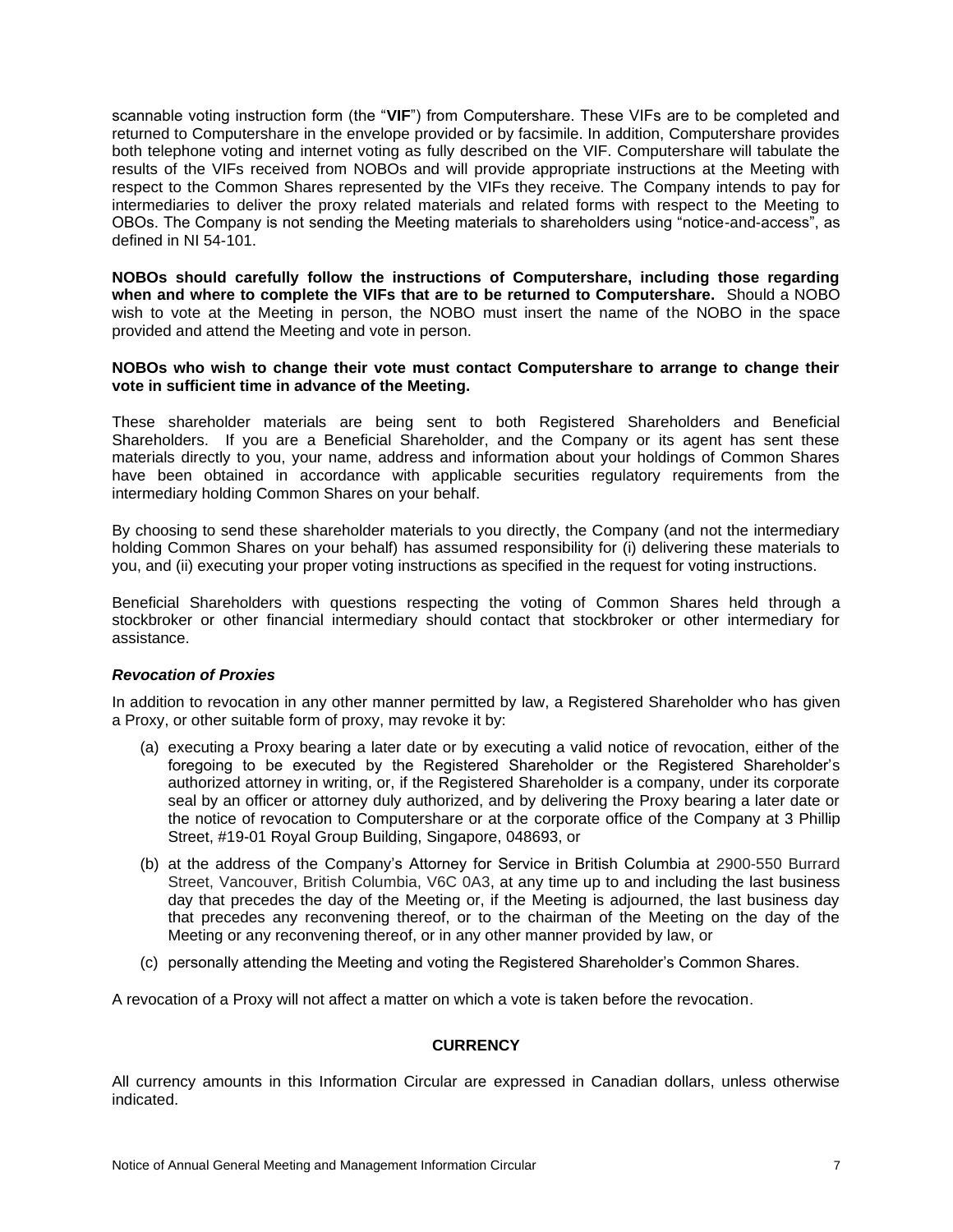scannable voting instruction form (the "**VIF**") from Computershare. These VIFs are to be completed and returned to Computershare in the envelope provided or by facsimile. In addition, Computershare provides both telephone voting and internet voting as fully described on the VIF. Computershare will tabulate the results of the VIFs received from NOBOs and will provide appropriate instructions at the Meeting with respect to the Common Shares represented by the VIFs they receive. The Company intends to pay for intermediaries to deliver the proxy related materials and related forms with respect to the Meeting to OBOs. The Company is not sending the Meeting materials to shareholders using "notice-and-access", as defined in NI 54-101.

**NOBOs should carefully follow the instructions of Computershare, including those regarding when and where to complete the VIFs that are to be returned to Computershare.** Should a NOBO wish to vote at the Meeting in person, the NOBO must insert the name of the NOBO in the space provided and attend the Meeting and vote in person.

**NOBOs who wish to change their vote must contact Computershare to arrange to change their vote in sufficient time in advance of the Meeting.**

These shareholder materials are being sent to both Registered Shareholders and Beneficial Shareholders. If you are a Beneficial Shareholder, and the Company or its agent has sent these materials directly to you, your name, address and information about your holdings of Common Shares have been obtained in accordance with applicable securities regulatory requirements from the intermediary holding Common Shares on your behalf.

By choosing to send these shareholder materials to you directly, the Company (and not the intermediary holding Common Shares on your behalf) has assumed responsibility for (i) delivering these materials to you, and (ii) executing your proper voting instructions as specified in the request for voting instructions.

Beneficial Shareholders with questions respecting the voting of Common Shares held through a stockbroker or other financial intermediary should contact that stockbroker or other intermediary for assistance.

### *Revocation of Proxies*

In addition to revocation in any other manner permitted by law, a Registered Shareholder who has given a Proxy, or other suitable form of proxy, may revoke it by:

(a) executing a Proxy bearing a later date or by executing a valid notice of revocation, either of the foregoing to be executed by the Registered Shareholder or the Registered Shareholder's authorized attorney in writing, or, if the Registered Shareholder is a company, under its corporate seal by an officer or attorney duly authorized, and by delivering the Proxy bearing a later date or the notice of revocation to Computershare or at the corporate office of the Company at 3 Phillip Street, #19-01 Royal Group Building, Singapore, 048693, or

(b) at the address of the Company's Attorney for Service in British Columbia at 2900-550 Burrard Street, Vancouver, British Columbia, V6C 0A3, at any time up to and including the last business day that precedes the day of the Meeting or, if the Meeting is adjourned, the last business day that precedes any reconvening thereof, or to the chairman of the Meeting on the day of the Meeting or any reconvening thereof, or in any other manner provided by law, or

(c) personally attending the Meeting and voting the Registered Shareholder's Common Shares.

A revocation of a Proxy will not affect a matter on which a vote is taken before the revocation.

## CURRENCY

All currency amounts in this Information Circular are expressed in Canadian dollars, unless otherwise indicated.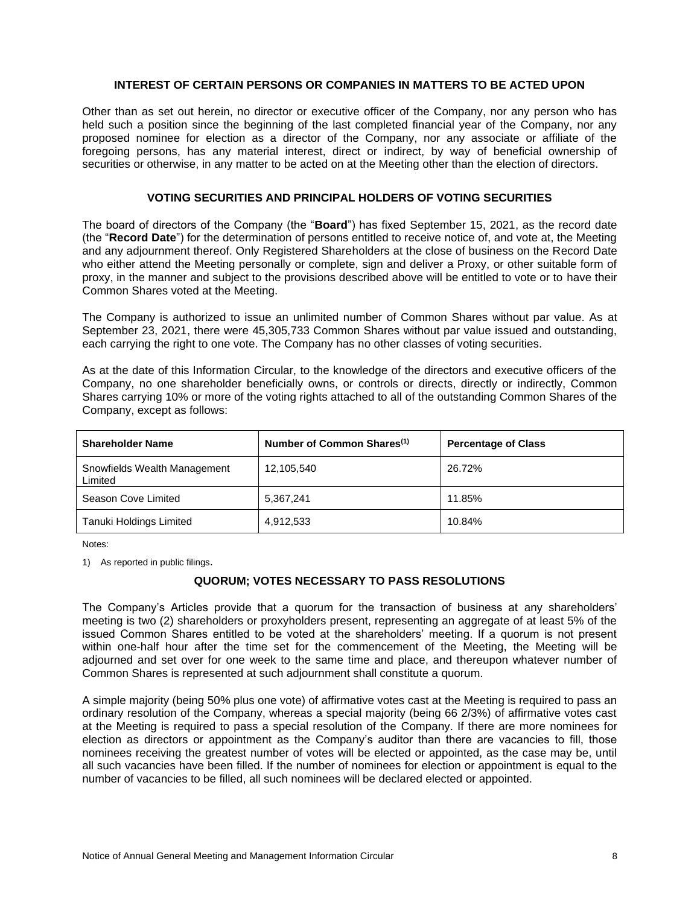## INTEREST OF CERTAIN PERSONS OR COMPANIES IN MATTERS TO BE ACTED UPON

Other than as set out herein, no director or executive officer of the Company, nor any person who has held such a position since the beginning of the last completed financial year of the Company, nor any proposed nominee for election as a director of the Company, nor any associate or affiliate of the foregoing persons, has any material interest, direct or indirect, by way of beneficial ownership of securities or otherwise, in any matter to be acted on at the Meeting other than the election of directors.

## VOTING SECURITIES AND PRINCIPAL HOLDERS OF VOTING SECURITIES

The board of directors of the Company (the "**Board**") has fixed September 15, 2021, as the record date (the "**Record Date**") for the determination of persons entitled to receive notice of, and vote at, the Meeting and any adjournment thereof. Only Registered Shareholders at the close of business on the Record Date who either attend the Meeting personally or complete, sign and deliver a Proxy, or other suitable form of proxy, in the manner and subject to the provisions described above will be entitled to vote or to have their Common Shares voted at the Meeting.

The Company is authorized to issue an unlimited number of Common Shares without par value. As at September 23, 2021, there were 45,305,733 Common Shares without par value issued and outstanding, each carrying the right to one vote. The Company has no other classes of voting securities.

As at the date of this Information Circular, to the knowledge of the directors and executive officers of the Company, no one shareholder beneficially owns, or controls or directs, directly or indirectly, Common Shares carrying 10% or more of the voting rights attached to all of the outstanding Common Shares of the Company, except as follows:

| Shareholder Name | Number of Common Shares[(1)] | Percentage of Class |
| --- | --- | --- |
| Snowfields Wealth Management Limited | 12,105,540 | 26.72% |
| Season Cove Limited | 5,367,241 | 11.85% |
| Tanuki Holdings Limited | 4,912,533 | 10.84% |

Notes:

1) As reported in public filings.

## QUORUM; VOTES NECESSARY TO PASS RESOLUTIONS

The Company's Articles provide that a quorum for the transaction of business at any shareholders' meeting is two (2) shareholders or proxyholders present, representing an aggregate of at least 5% of the issued Common Shares entitled to be voted at the shareholders' meeting. If a quorum is not present within one-half hour after the time set for the commencement of the Meeting, the Meeting will be adjourned and set over for one week to the same time and place, and thereupon whatever number of Common Shares is represented at such adjournment shall constitute a quorum.

A simple majority (being 50% plus one vote) of affirmative votes cast at the Meeting is required to pass an ordinary resolution of the Company, whereas a special majority (being 66 2/3%) of affirmative votes cast at the Meeting is required to pass a special resolution of the Company. If there are more nominees for election as directors or appointment as the Company's auditor than there are vacancies to fill, those nominees receiving the greatest number of votes will be elected or appointed, as the case may be, until all such vacancies have been filled. If the number of nominees for election or appointment is equal to the number of vacancies to be filled, all such nominees will be declared elected or appointed.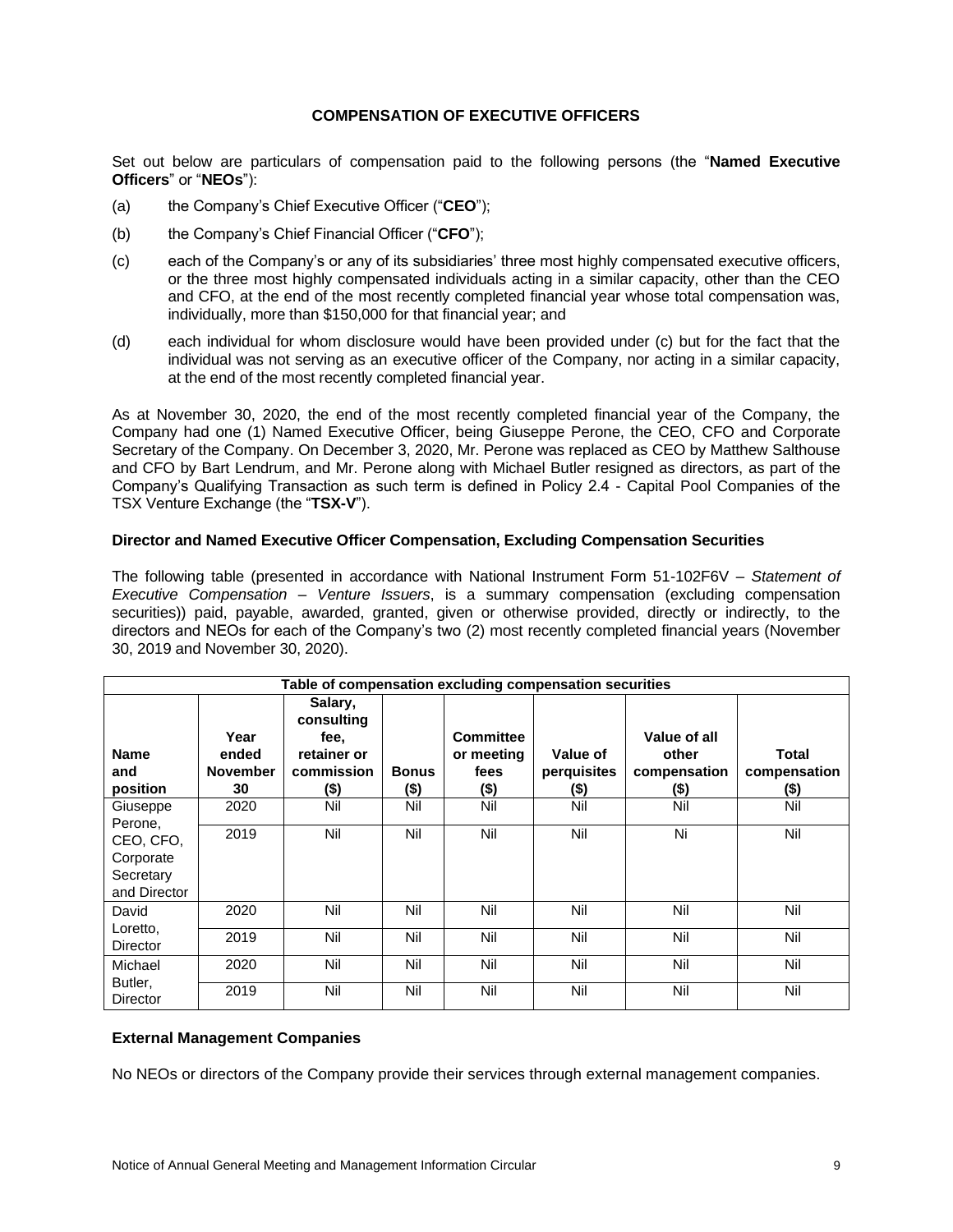## COMPENSATION OF EXECUTIVE OFFICERS

Set out below are particulars of compensation paid to the following persons (the "**Named Executive Officers**" or "**NEOs**"):

(a) the Company's Chief Executive Officer ("**CEO**");

(b) the Company's Chief Financial Officer ("**CFO**");

(c) each of the Company's or any of its subsidiaries' three most highly compensated executive officers, or the three most highly compensated individuals acting in a similar capacity, other than the CEO and CFO, at the end of the most recently completed financial year whose total compensation was, individually, more than $150,000 for that financial year; and

(d) each individual for whom disclosure would have been provided under (c) but for the fact that the individual was not serving as an executive officer of the Company, nor acting in a similar capacity, at the end of the most recently completed financial year.

As at November 30, 2020, the end of the most recently completed financial year of the Company, the Company had one (1) Named Executive Officer, being Giuseppe Perone, the CEO, CFO and Corporate Secretary of the Company. On December 3, 2020, Mr. Perone was replaced as CEO by Matthew Salthouse and CFO by Bart Lendrum, and Mr. Perone along with Michael Butler resigned as directors, as part of the Company's Qualifying Transaction as such term is defined in Policy 2.4 - Capital Pool Companies of the TSX Venture Exchange (the "**TSX-V**").

### Director and Named Executive Officer Compensation, Excluding Compensation Securities

The following table (presented in accordance with National Instrument Form 51-102F6V – *Statement of Executive Compensation – Venture Issuers*, is a summary compensation (excluding compensation securities)) paid, payable, awarded, granted, given or otherwise provided, directly or indirectly, to the directors and NEOs for each of the Company's two (2) most recently completed financial years (November 30, 2019 and November 30, 2020).

| Table of compensation excluding compensation securities | | | | | | | |
|---|---|---|---|---|---|---|---|
| **Name and position** | **Year ended November 30** | **Salary, consulting fee, retainer or commission ($)** | **Bonus ($)** | **Committee or meeting fees ($)** | **Value of perquisites ($)** | **Value of all other compensation ($)** | **Total compensation ($)** |
| Giuseppe Perone, CEO, CFO, Corporate Secretary and Director | 2020 | Nil | Nil | Nil | Nil | Nil | Nil |
| | 2019 | Nil | Nil | Nil | Nil | Ni | Nil |
| David Loretto, Director | 2020 | Nil | Nil | Nil | Nil | Nil | Nil |
| | 2019 | Nil | Nil | Nil | Nil | Nil | Nil |
| Michael Butler, Director | 2020 | Nil | Nil | Nil | Nil | Nil | Nil |
| | 2019 | Nil | Nil | Nil | Nil | Nil | Nil |

### External Management Companies

No NEOs or directors of the Company provide their services through external management companies.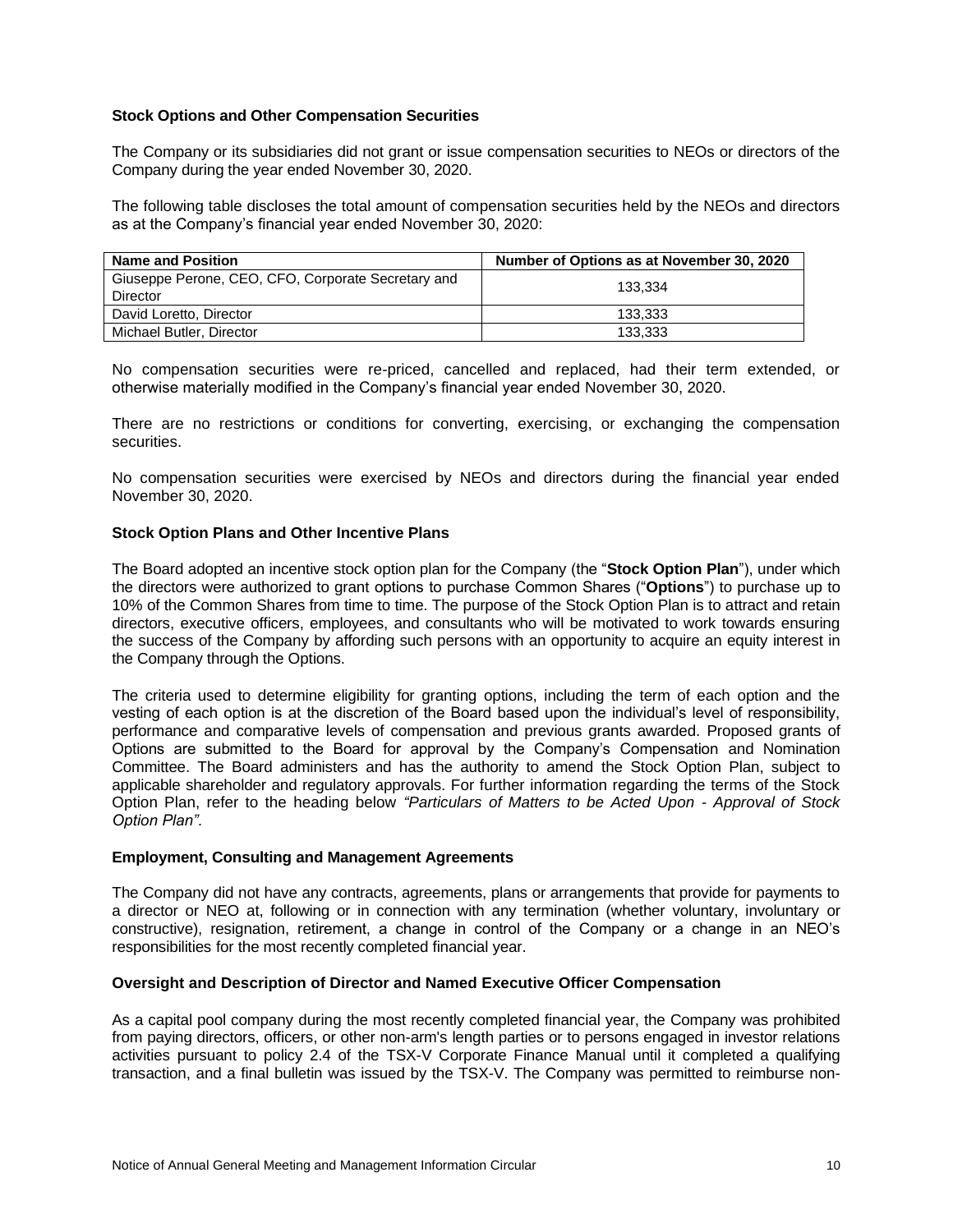### Stock Options and Other Compensation Securities

The Company or its subsidiaries did not grant or issue compensation securities to NEOs or directors of the Company during the year ended November 30, 2020.

The following table discloses the total amount of compensation securities held by the NEOs and directors as at the Company's financial year ended November 30, 2020:

| Name and Position | Number of Options as at November 30, 2020 |
|---|---|
| Giuseppe Perone, CEO, CFO, Corporate Secretary and Director | 133,334 |
| David Loretto, Director | 133,333 |
| Michael Butler, Director | 133,333 |

No compensation securities were re-priced, cancelled and replaced, had their term extended, or otherwise materially modified in the Company's financial year ended November 30, 2020.

There are no restrictions or conditions for converting, exercising, or exchanging the compensation securities.

No compensation securities were exercised by NEOs and directors during the financial year ended November 30, 2020.

### Stock Option Plans and Other Incentive Plans

The Board adopted an incentive stock option plan for the Company (the "**Stock Option Plan**"), under which the directors were authorized to grant options to purchase Common Shares ("**Options**") to purchase up to 10% of the Common Shares from time to time. The purpose of the Stock Option Plan is to attract and retain directors, executive officers, employees, and consultants who will be motivated to work towards ensuring the success of the Company by affording such persons with an opportunity to acquire an equity interest in the Company through the Options.

The criteria used to determine eligibility for granting options, including the term of each option and the vesting of each option is at the discretion of the Board based upon the individual's level of responsibility, performance and comparative levels of compensation and previous grants awarded. Proposed grants of Options are submitted to the Board for approval by the Company's Compensation and Nomination Committee. The Board administers and has the authority to amend the Stock Option Plan, subject to applicable shareholder and regulatory approvals. For further information regarding the terms of the Stock Option Plan, refer to the heading below *"Particulars of Matters to be Acted Upon - Approval of Stock Option Plan".*

### Employment, Consulting and Management Agreements

The Company did not have any contracts, agreements, plans or arrangements that provide for payments to a director or NEO at, following or in connection with any termination (whether voluntary, involuntary or constructive), resignation, retirement, a change in control of the Company or a change in an NEO's responsibilities for the most recently completed financial year.

### Oversight and Description of Director and Named Executive Officer Compensation

As a capital pool company during the most recently completed financial year, the Company was prohibited from paying directors, officers, or other non-arm's length parties or to persons engaged in investor relations activities pursuant to policy 2.4 of the TSX-V Corporate Finance Manual until it completed a qualifying transaction, and a final bulletin was issued by the TSX-V. The Company was permitted to reimburse non-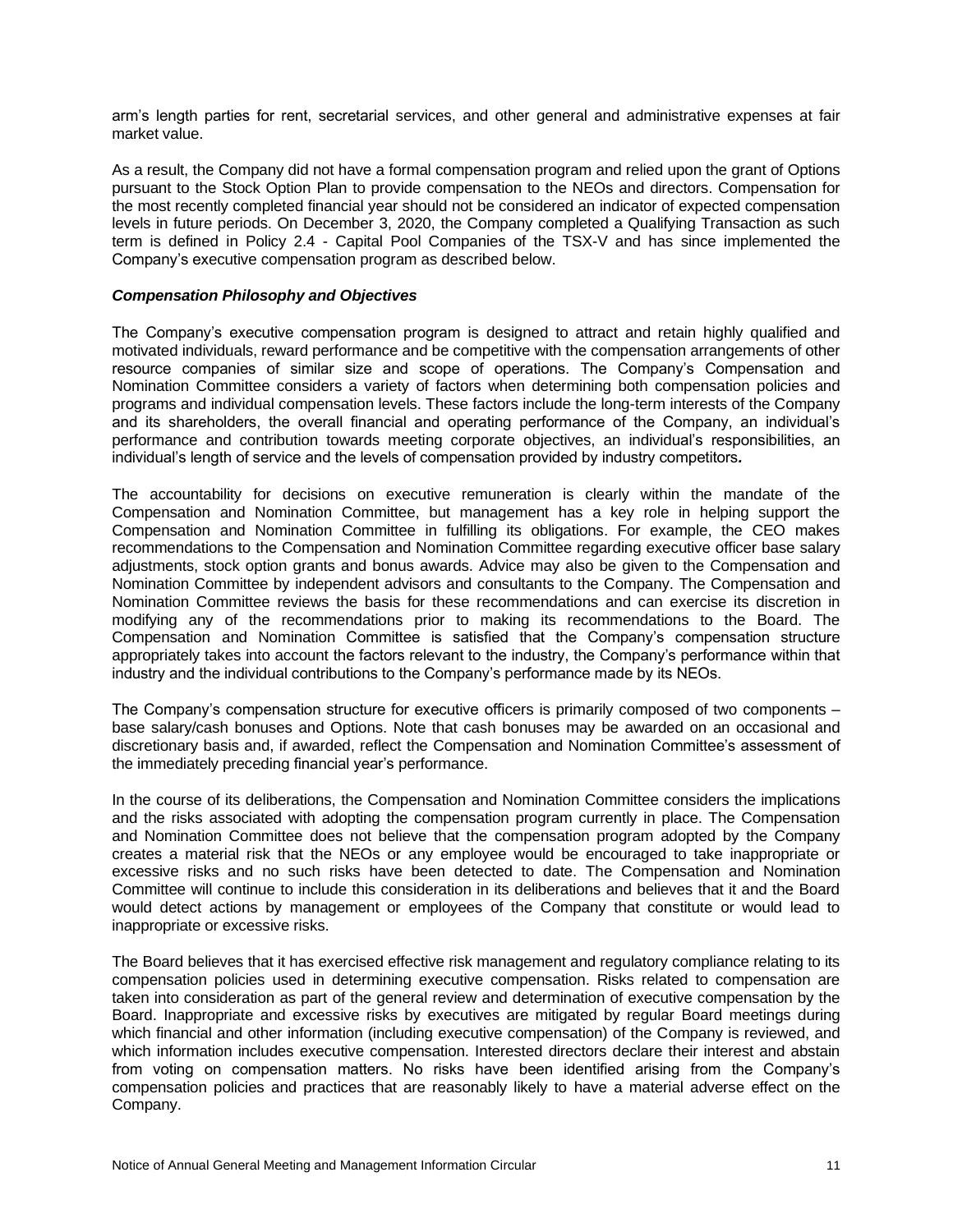arm's length parties for rent, secretarial services, and other general and administrative expenses at fair market value.

As a result, the Company did not have a formal compensation program and relied upon the grant of Options pursuant to the Stock Option Plan to provide compensation to the NEOs and directors. Compensation for the most recently completed financial year should not be considered an indicator of expected compensation levels in future periods. On December 3, 2020, the Company completed a Qualifying Transaction as such term is defined in Policy 2.4 - Capital Pool Companies of the TSX-V and has since implemented the Company's executive compensation program as described below.

***Compensation Philosophy and Objectives***

The Company's executive compensation program is designed to attract and retain highly qualified and motivated individuals, reward performance and be competitive with the compensation arrangements of other resource companies of similar size and scope of operations. The Company's Compensation and Nomination Committee considers a variety of factors when determining both compensation policies and programs and individual compensation levels. These factors include the long-term interests of the Company and its shareholders, the overall financial and operating performance of the Company, an individual's performance and contribution towards meeting corporate objectives, an individual's responsibilities, an individual's length of service and the levels of compensation provided by industry competitors.

The accountability for decisions on executive remuneration is clearly within the mandate of the Compensation and Nomination Committee, but management has a key role in helping support the Compensation and Nomination Committee in fulfilling its obligations. For example, the CEO makes recommendations to the Compensation and Nomination Committee regarding executive officer base salary adjustments, stock option grants and bonus awards. Advice may also be given to the Compensation and Nomination Committee by independent advisors and consultants to the Company. The Compensation and Nomination Committee reviews the basis for these recommendations and can exercise its discretion in modifying any of the recommendations prior to making its recommendations to the Board. The Compensation and Nomination Committee is satisfied that the Company's compensation structure appropriately takes into account the factors relevant to the industry, the Company's performance within that industry and the individual contributions to the Company's performance made by its NEOs.

The Company's compensation structure for executive officers is primarily composed of two components – base salary/cash bonuses and Options. Note that cash bonuses may be awarded on an occasional and discretionary basis and, if awarded, reflect the Compensation and Nomination Committee's assessment of the immediately preceding financial year's performance.

In the course of its deliberations, the Compensation and Nomination Committee considers the implications and the risks associated with adopting the compensation program currently in place. The Compensation and Nomination Committee does not believe that the compensation program adopted by the Company creates a material risk that the NEOs or any employee would be encouraged to take inappropriate or excessive risks and no such risks have been detected to date. The Compensation and Nomination Committee will continue to include this consideration in its deliberations and believes that it and the Board would detect actions by management or employees of the Company that constitute or would lead to inappropriate or excessive risks.

The Board believes that it has exercised effective risk management and regulatory compliance relating to its compensation policies used in determining executive compensation. Risks related to compensation are taken into consideration as part of the general review and determination of executive compensation by the Board. Inappropriate and excessive risks by executives are mitigated by regular Board meetings during which financial and other information (including executive compensation) of the Company is reviewed, and which information includes executive compensation. Interested directors declare their interest and abstain from voting on compensation matters. No risks have been identified arising from the Company's compensation policies and practices that are reasonably likely to have a material adverse effect on the Company.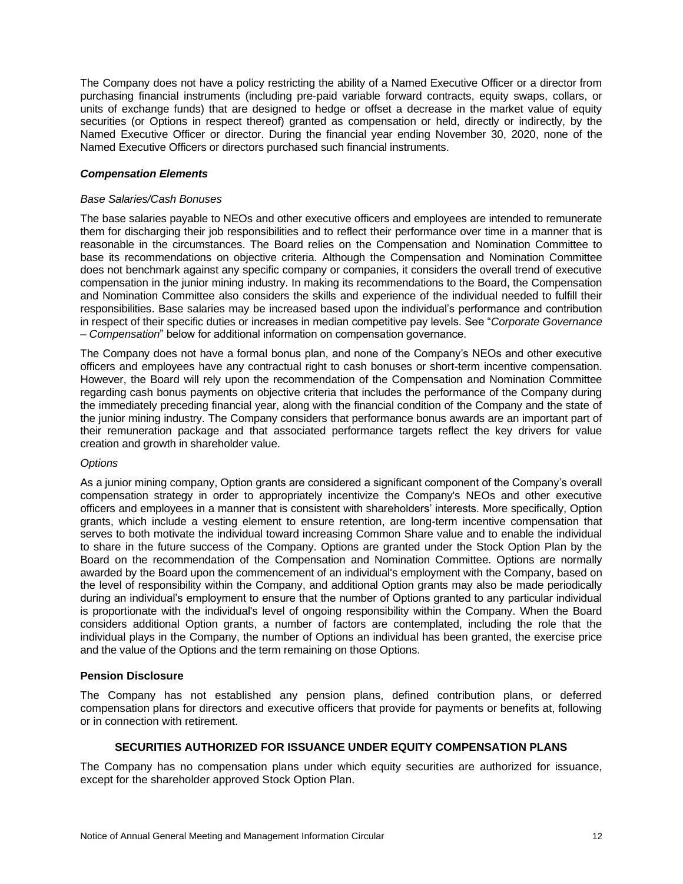The Company does not have a policy restricting the ability of a Named Executive Officer or a director from purchasing financial instruments (including pre-paid variable forward contracts, equity swaps, collars, or units of exchange funds) that are designed to hedge or offset a decrease in the market value of equity securities (or Options in respect thereof) granted as compensation or held, directly or indirectly, by the Named Executive Officer or director. During the financial year ending November 30, 2020, none of the Named Executive Officers or directors purchased such financial instruments.

### *Compensation Elements*

*Base Salaries/Cash Bonuses*

The base salaries payable to NEOs and other executive officers and employees are intended to remunerate them for discharging their job responsibilities and to reflect their performance over time in a manner that is reasonable in the circumstances. The Board relies on the Compensation and Nomination Committee to base its recommendations on objective criteria. Although the Compensation and Nomination Committee does not benchmark against any specific company or companies, it considers the overall trend of executive compensation in the junior mining industry. In making its recommendations to the Board, the Compensation and Nomination Committee also considers the skills and experience of the individual needed to fulfill their responsibilities. Base salaries may be increased based upon the individual's performance and contribution in respect of their specific duties or increases in median competitive pay levels. See "*Corporate Governance – Compensation*" below for additional information on compensation governance.

The Company does not have a formal bonus plan, and none of the Company's NEOs and other executive officers and employees have any contractual right to cash bonuses or short-term incentive compensation. However, the Board will rely upon the recommendation of the Compensation and Nomination Committee regarding cash bonus payments on objective criteria that includes the performance of the Company during the immediately preceding financial year, along with the financial condition of the Company and the state of the junior mining industry. The Company considers that performance bonus awards are an important part of their remuneration package and that associated performance targets reflect the key drivers for value creation and growth in shareholder value.

*Options*

As a junior mining company, Option grants are considered a significant component of the Company's overall compensation strategy in order to appropriately incentivize the Company's NEOs and other executive officers and employees in a manner that is consistent with shareholders' interests. More specifically, Option grants, which include a vesting element to ensure retention, are long-term incentive compensation that serves to both motivate the individual toward increasing Common Share value and to enable the individual to share in the future success of the Company. Options are granted under the Stock Option Plan by the Board on the recommendation of the Compensation and Nomination Committee. Options are normally awarded by the Board upon the commencement of an individual's employment with the Company, based on the level of responsibility within the Company, and additional Option grants may also be made periodically during an individual's employment to ensure that the number of Options granted to any particular individual is proportionate with the individual's level of ongoing responsibility within the Company. When the Board considers additional Option grants, a number of factors are contemplated, including the role that the individual plays in the Company, the number of Options an individual has been granted, the exercise price and the value of the Options and the term remaining on those Options.

### Pension Disclosure

The Company has not established any pension plans, defined contribution plans, or deferred compensation plans for directors and executive officers that provide for payments or benefits at, following or in connection with retirement.

## SECURITIES AUTHORIZED FOR ISSUANCE UNDER EQUITY COMPENSATION PLANS

The Company has no compensation plans under which equity securities are authorized for issuance, except for the shareholder approved Stock Option Plan.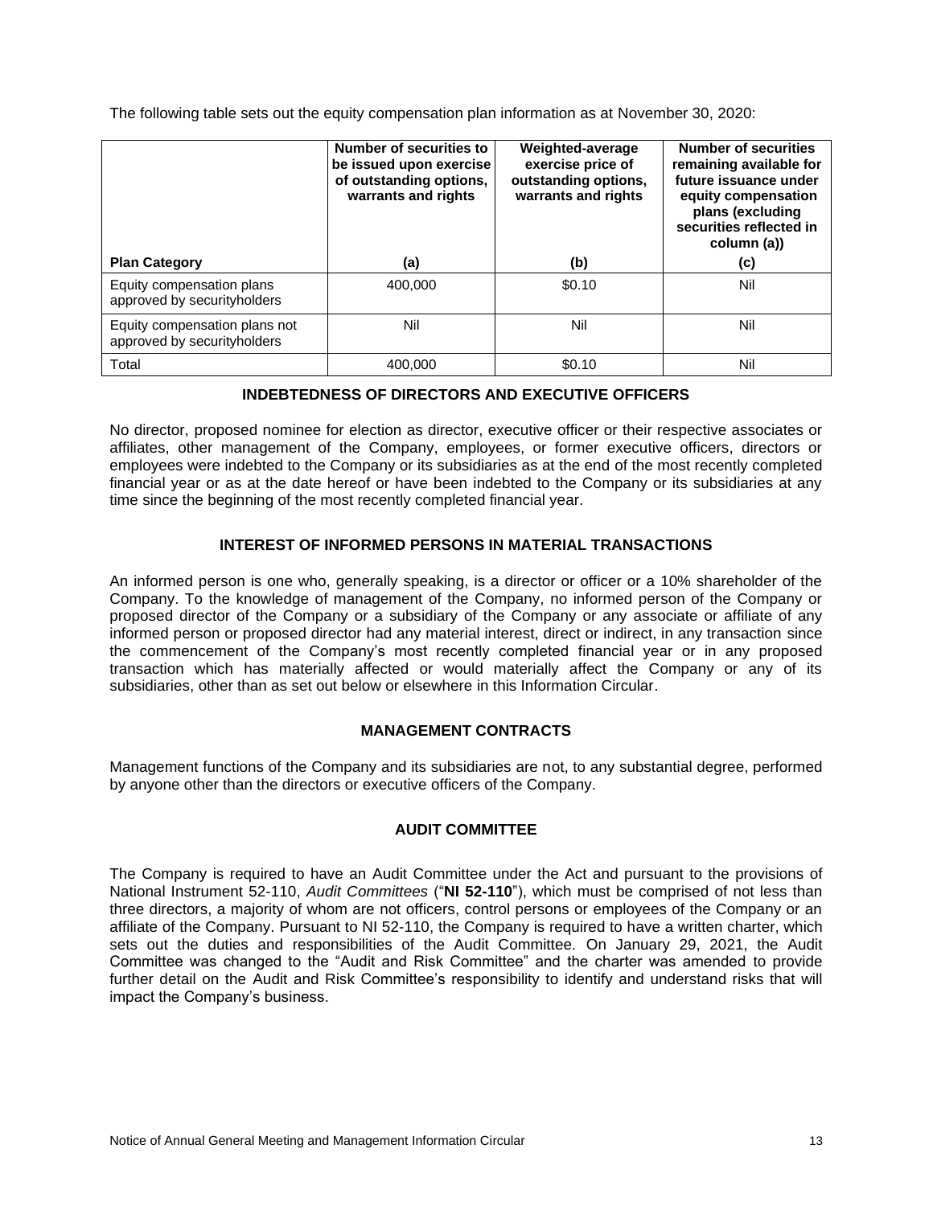The following table sets out the equity compensation plan information as at November 30, 2020:

| Plan Category | Number of securities to be issued upon exercise of outstanding options, warrants and rights<br>(a) | Weighted-average exercise price of outstanding options, warrants and rights<br>(b) | Number of securities remaining available for future issuance under equity compensation plans (excluding securities reflected in column (a))<br>(c) |
|---|---|---|---|
| Equity compensation plans approved by securityholders | 400,000 | $0.10 | Nil |
| Equity compensation plans not approved by securityholders | Nil | Nil | Nil |
| Total | 400,000 | $0.10 | Nil |

## INDEBTEDNESS OF DIRECTORS AND EXECUTIVE OFFICERS

No director, proposed nominee for election as director, executive officer or their respective associates or affiliates, other management of the Company, employees, or former executive officers, directors or employees were indebted to the Company or its subsidiaries as at the end of the most recently completed financial year or as at the date hereof or have been indebted to the Company or its subsidiaries at any time since the beginning of the most recently completed financial year.

## INTEREST OF INFORMED PERSONS IN MATERIAL TRANSACTIONS

An informed person is one who, generally speaking, is a director or officer or a 10% shareholder of the Company. To the knowledge of management of the Company, no informed person of the Company or proposed director of the Company or a subsidiary of the Company or any associate or affiliate of any informed person or proposed director had any material interest, direct or indirect, in any transaction since the commencement of the Company's most recently completed financial year or in any proposed transaction which has materially affected or would materially affect the Company or any of its subsidiaries, other than as set out below or elsewhere in this Information Circular.

## MANAGEMENT CONTRACTS

Management functions of the Company and its subsidiaries are not, to any substantial degree, performed by anyone other than the directors or executive officers of the Company.

## AUDIT COMMITTEE

The Company is required to have an Audit Committee under the Act and pursuant to the provisions of National Instrument 52-110, *Audit Committees* ("**NI 52-110**"), which must be comprised of not less than three directors, a majority of whom are not officers, control persons or employees of the Company or an affiliate of the Company. Pursuant to NI 52-110, the Company is required to have a written charter, which sets out the duties and responsibilities of the Audit Committee. On January 29, 2021, the Audit Committee was changed to the "Audit and Risk Committee" and the charter was amended to provide further detail on the Audit and Risk Committee's responsibility to identify and understand risks that will impact the Company's business.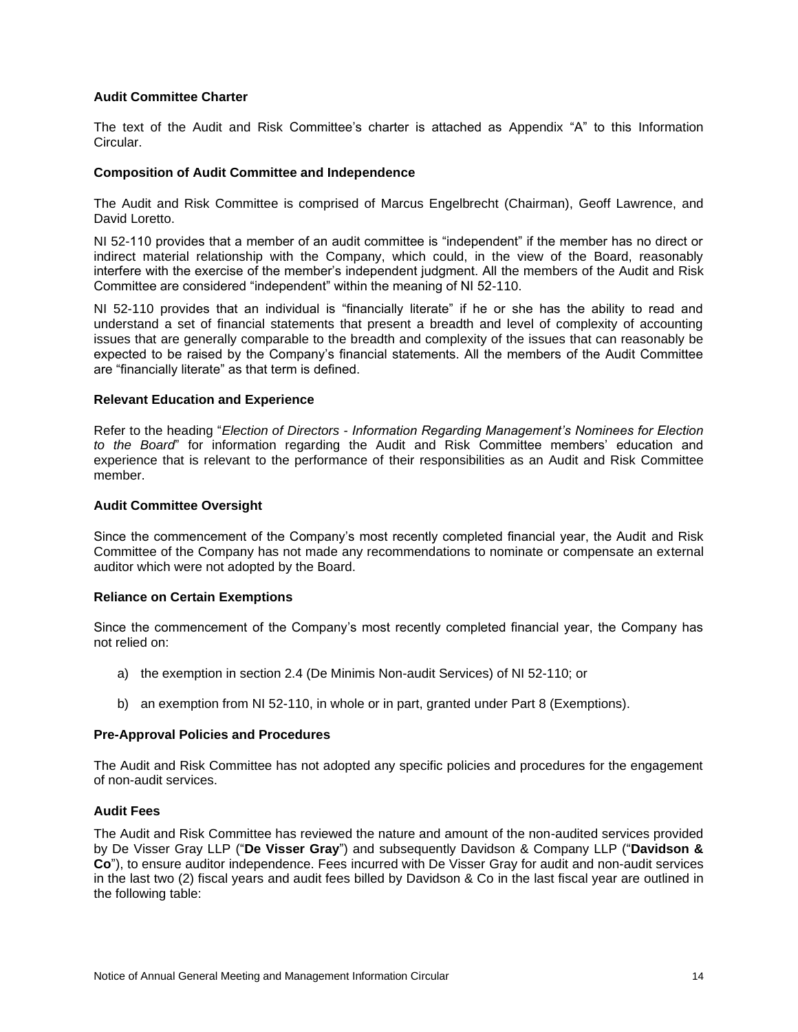### Audit Committee Charter

The text of the Audit and Risk Committee's charter is attached as Appendix "A" to this Information Circular.

### Composition of Audit Committee and Independence

The Audit and Risk Committee is comprised of Marcus Engelbrecht (Chairman), Geoff Lawrence, and David Loretto.

NI 52-110 provides that a member of an audit committee is "independent" if the member has no direct or indirect material relationship with the Company, which could, in the view of the Board, reasonably interfere with the exercise of the member's independent judgment. All the members of the Audit and Risk Committee are considered "independent" within the meaning of NI 52-110.

NI 52-110 provides that an individual is "financially literate" if he or she has the ability to read and understand a set of financial statements that present a breadth and level of complexity of accounting issues that are generally comparable to the breadth and complexity of the issues that can reasonably be expected to be raised by the Company's financial statements. All the members of the Audit Committee are "financially literate" as that term is defined.

### Relevant Education and Experience

Refer to the heading "*Election of Directors - Information Regarding Management's Nominees for Election to the Board*" for information regarding the Audit and Risk Committee members' education and experience that is relevant to the performance of their responsibilities as an Audit and Risk Committee member.

### Audit Committee Oversight

Since the commencement of the Company's most recently completed financial year, the Audit and Risk Committee of the Company has not made any recommendations to nominate or compensate an external auditor which were not adopted by the Board.

### Reliance on Certain Exemptions

Since the commencement of the Company's most recently completed financial year, the Company has not relied on:

a) the exemption in section 2.4 (De Minimis Non-audit Services) of NI 52-110; or

b) an exemption from NI 52-110, in whole or in part, granted under Part 8 (Exemptions).

### Pre-Approval Policies and Procedures

The Audit and Risk Committee has not adopted any specific policies and procedures for the engagement of non-audit services.

### Audit Fees

The Audit and Risk Committee has reviewed the nature and amount of the non-audited services provided by De Visser Gray LLP ("**De Visser Gray**") and subsequently Davidson & Company LLP ("**Davidson & Co**"), to ensure auditor independence. Fees incurred with De Visser Gray for audit and non-audit services in the last two (2) fiscal years and audit fees billed by Davidson & Co in the last fiscal year are outlined in the following table: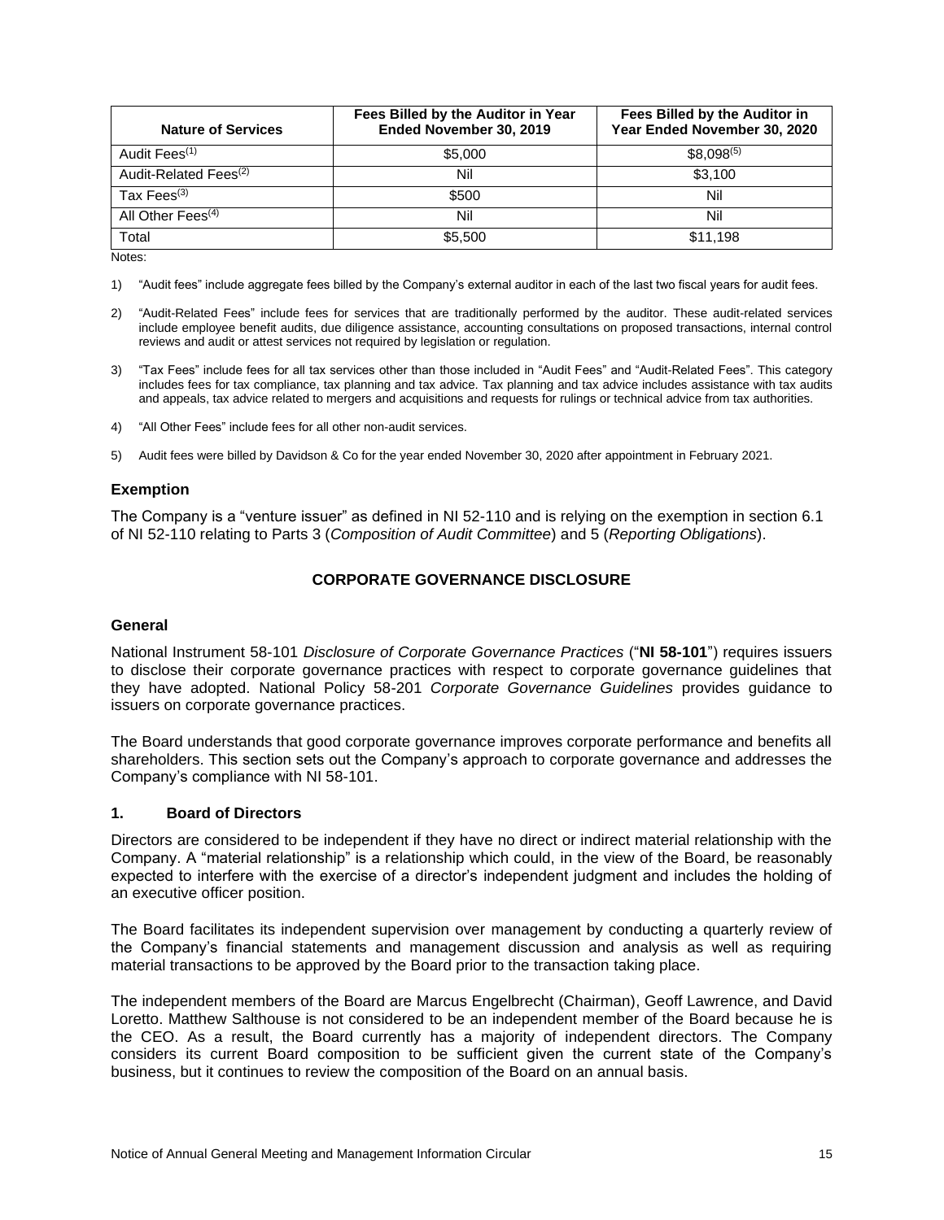| Nature of Services | Fees Billed by the Auditor in Year Ended November 30, 2019 | Fees Billed by the Auditor in Year Ended November 30, 2020 |
|---|---|---|
| Audit Fees[(1)] | \$5,000 | \$8,098[(5)] |
| Audit-Related Fees[(2)] | Nil | \$3,100 |
| Tax Fees[(3)] | \$500 | Nil |
| All Other Fees[(4)] | Nil | Nil |
| Total | \$5,500 | \$11,198 |

Notes:

1) "Audit fees" include aggregate fees billed by the Company's external auditor in each of the last two fiscal years for audit fees.

2) "Audit-Related Fees" include fees for services that are traditionally performed by the auditor. These audit-related services include employee benefit audits, due diligence assistance, accounting consultations on proposed transactions, internal control reviews and audit or attest services not required by legislation or regulation.

3) "Tax Fees" include fees for all tax services other than those included in "Audit Fees" and "Audit-Related Fees". This category includes fees for tax compliance, tax planning and tax advice. Tax planning and tax advice includes assistance with tax audits and appeals, tax advice related to mergers and acquisitions and requests for rulings or technical advice from tax authorities.

4) "All Other Fees" include fees for all other non-audit services.

5) Audit fees were billed by Davidson & Co for the year ended November 30, 2020 after appointment in February 2021.

### Exemption

The Company is a "venture issuer" as defined in NI 52-110 and is relying on the exemption in section 6.1 of NI 52-110 relating to Parts 3 (*Composition of Audit Committee*) and 5 (*Reporting Obligations*).

## CORPORATE GOVERNANCE DISCLOSURE

### General

National Instrument 58-101 *Disclosure of Corporate Governance Practices* ("**NI 58-101**") requires issuers to disclose their corporate governance practices with respect to corporate governance guidelines that they have adopted. National Policy 58-201 *Corporate Governance Guidelines* provides guidance to issuers on corporate governance practices.

The Board understands that good corporate governance improves corporate performance and benefits all shareholders. This section sets out the Company's approach to corporate governance and addresses the Company's compliance with NI 58-101.

### 1. Board of Directors

Directors are considered to be independent if they have no direct or indirect material relationship with the Company. A "material relationship" is a relationship which could, in the view of the Board, be reasonably expected to interfere with the exercise of a director's independent judgment and includes the holding of an executive officer position.

The Board facilitates its independent supervision over management by conducting a quarterly review of the Company's financial statements and management discussion and analysis as well as requiring material transactions to be approved by the Board prior to the transaction taking place.

The independent members of the Board are Marcus Engelbrecht (Chairman), Geoff Lawrence, and David Loretto. Matthew Salthouse is not considered to be an independent member of the Board because he is the CEO. As a result, the Board currently has a majority of independent directors. The Company considers its current Board composition to be sufficient given the current state of the Company's business, but it continues to review the composition of the Board on an annual basis.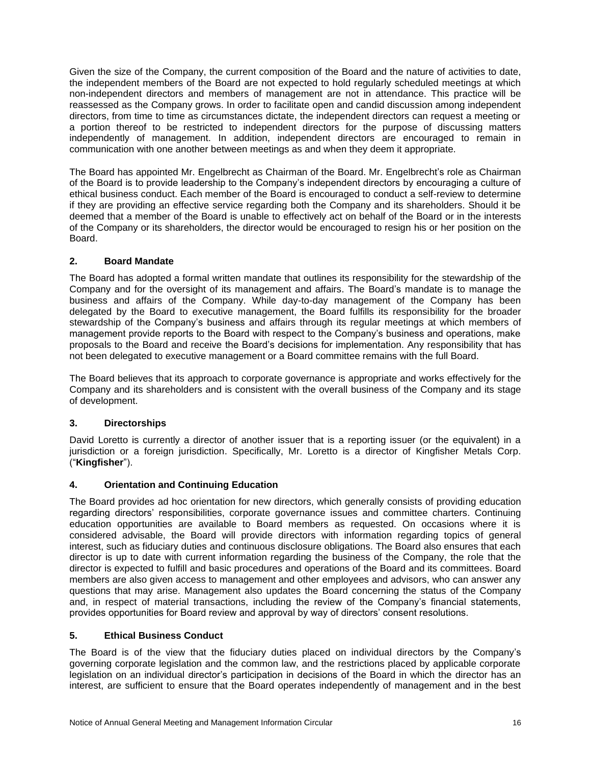Given the size of the Company, the current composition of the Board and the nature of activities to date, the independent members of the Board are not expected to hold regularly scheduled meetings at which non-independent directors and members of management are not in attendance. This practice will be reassessed as the Company grows. In order to facilitate open and candid discussion among independent directors, from time to time as circumstances dictate, the independent directors can request a meeting or a portion thereof to be restricted to independent directors for the purpose of discussing matters independently of management. In addition, independent directors are encouraged to remain in communication with one another between meetings as and when they deem it appropriate.

The Board has appointed Mr. Engelbrecht as Chairman of the Board. Mr. Engelbrecht's role as Chairman of the Board is to provide leadership to the Company's independent directors by encouraging a culture of ethical business conduct. Each member of the Board is encouraged to conduct a self-review to determine if they are providing an effective service regarding both the Company and its shareholders. Should it be deemed that a member of the Board is unable to effectively act on behalf of the Board or in the interests of the Company or its shareholders, the director would be encouraged to resign his or her position on the Board.

### 2. Board Mandate

The Board has adopted a formal written mandate that outlines its responsibility for the stewardship of the Company and for the oversight of its management and affairs. The Board's mandate is to manage the business and affairs of the Company. While day-to-day management of the Company has been delegated by the Board to executive management, the Board fulfills its responsibility for the broader stewardship of the Company's business and affairs through its regular meetings at which members of management provide reports to the Board with respect to the Company's business and operations, make proposals to the Board and receive the Board's decisions for implementation. Any responsibility that has not been delegated to executive management or a Board committee remains with the full Board.

The Board believes that its approach to corporate governance is appropriate and works effectively for the Company and its shareholders and is consistent with the overall business of the Company and its stage of development.

### 3. Directorships

David Loretto is currently a director of another issuer that is a reporting issuer (or the equivalent) in a jurisdiction or a foreign jurisdiction. Specifically, Mr. Loretto is a director of Kingfisher Metals Corp. ("**Kingfisher**").

### 4. Orientation and Continuing Education

The Board provides ad hoc orientation for new directors, which generally consists of providing education regarding directors' responsibilities, corporate governance issues and committee charters. Continuing education opportunities are available to Board members as requested. On occasions where it is considered advisable, the Board will provide directors with information regarding topics of general interest, such as fiduciary duties and continuous disclosure obligations. The Board also ensures that each director is up to date with current information regarding the business of the Company, the role that the director is expected to fulfill and basic procedures and operations of the Board and its committees. Board members are also given access to management and other employees and advisors, who can answer any questions that may arise. Management also updates the Board concerning the status of the Company and, in respect of material transactions, including the review of the Company's financial statements, provides opportunities for Board review and approval by way of directors' consent resolutions.

### 5. Ethical Business Conduct

The Board is of the view that the fiduciary duties placed on individual directors by the Company's governing corporate legislation and the common law, and the restrictions placed by applicable corporate legislation on an individual director's participation in decisions of the Board in which the director has an interest, are sufficient to ensure that the Board operates independently of management and in the best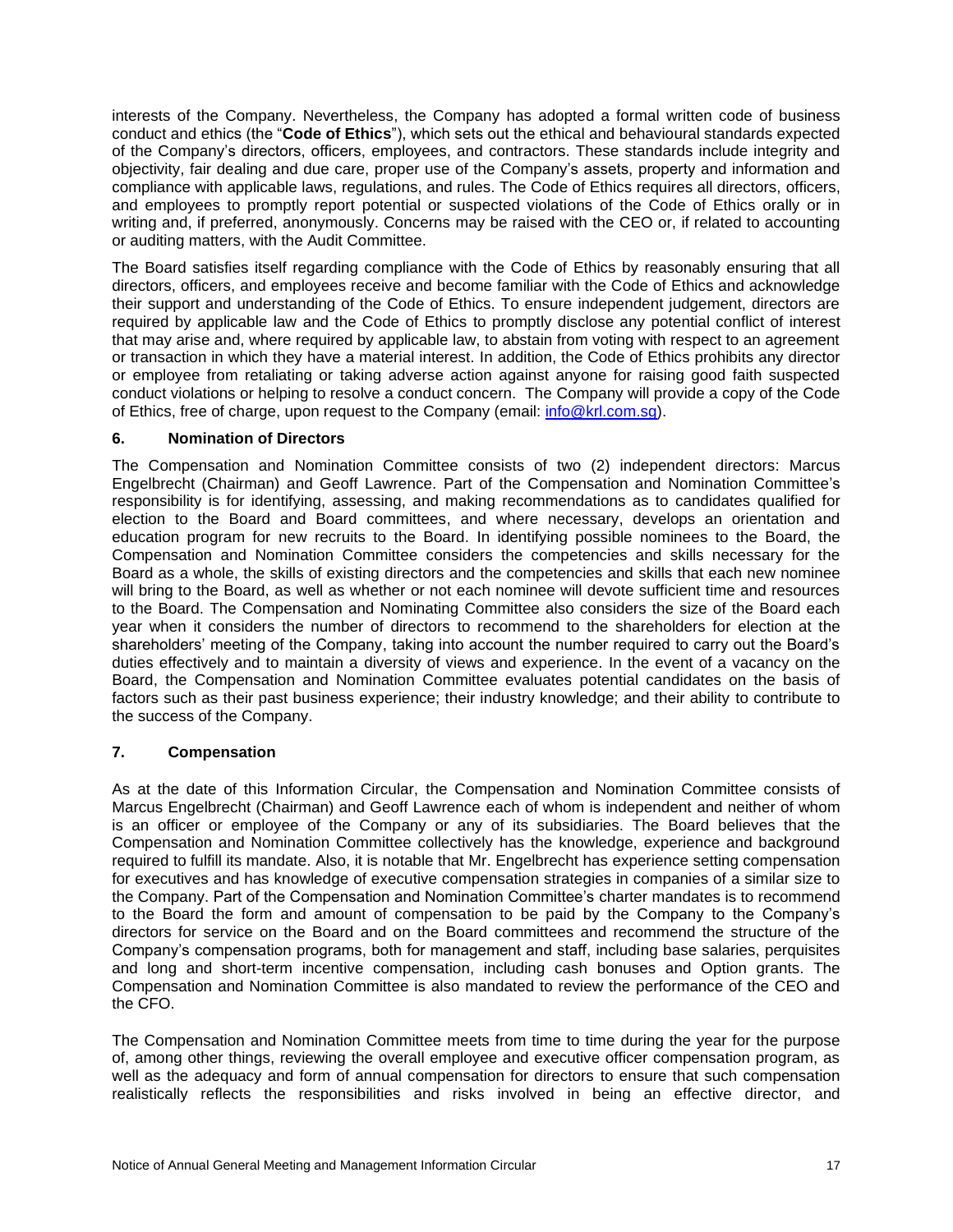interests of the Company. Nevertheless, the Company has adopted a formal written code of business conduct and ethics (the "**Code of Ethics**"), which sets out the ethical and behavioural standards expected of the Company's directors, officers, employees, and contractors. These standards include integrity and objectivity, fair dealing and due care, proper use of the Company's assets, property and information and compliance with applicable laws, regulations, and rules. The Code of Ethics requires all directors, officers, and employees to promptly report potential or suspected violations of the Code of Ethics orally or in writing and, if preferred, anonymously. Concerns may be raised with the CEO or, if related to accounting or auditing matters, with the Audit Committee.

The Board satisfies itself regarding compliance with the Code of Ethics by reasonably ensuring that all directors, officers, and employees receive and become familiar with the Code of Ethics and acknowledge their support and understanding of the Code of Ethics. To ensure independent judgement, directors are required by applicable law and the Code of Ethics to promptly disclose any potential conflict of interest that may arise and, where required by applicable law, to abstain from voting with respect to an agreement or transaction in which they have a material interest. In addition, the Code of Ethics prohibits any director or employee from retaliating or taking adverse action against anyone for raising good faith suspected conduct violations or helping to resolve a conduct concern. The Company will provide a copy of the Code of Ethics, free of charge, upon request to the Company (email: info@krl.com.sg).

### 6. Nomination of Directors

The Compensation and Nomination Committee consists of two (2) independent directors: Marcus Engelbrecht (Chairman) and Geoff Lawrence. Part of the Compensation and Nomination Committee's responsibility is for identifying, assessing, and making recommendations as to candidates qualified for election to the Board and Board committees, and where necessary, develops an orientation and education program for new recruits to the Board. In identifying possible nominees to the Board, the Compensation and Nomination Committee considers the competencies and skills necessary for the Board as a whole, the skills of existing directors and the competencies and skills that each new nominee will bring to the Board, as well as whether or not each nominee will devote sufficient time and resources to the Board. The Compensation and Nominating Committee also considers the size of the Board each year when it considers the number of directors to recommend to the shareholders for election at the shareholders' meeting of the Company, taking into account the number required to carry out the Board's duties effectively and to maintain a diversity of views and experience. In the event of a vacancy on the Board, the Compensation and Nomination Committee evaluates potential candidates on the basis of factors such as their past business experience; their industry knowledge; and their ability to contribute to the success of the Company.

### 7. Compensation

As at the date of this Information Circular, the Compensation and Nomination Committee consists of Marcus Engelbrecht (Chairman) and Geoff Lawrence each of whom is independent and neither of whom is an officer or employee of the Company or any of its subsidiaries. The Board believes that the Compensation and Nomination Committee collectively has the knowledge, experience and background required to fulfill its mandate. Also, it is notable that Mr. Engelbrecht has experience setting compensation for executives and has knowledge of executive compensation strategies in companies of a similar size to the Company. Part of the Compensation and Nomination Committee's charter mandates is to recommend to the Board the form and amount of compensation to be paid by the Company to the Company's directors for service on the Board and on the Board committees and recommend the structure of the Company's compensation programs, both for management and staff, including base salaries, perquisites and long and short-term incentive compensation, including cash bonuses and Option grants. The Compensation and Nomination Committee is also mandated to review the performance of the CEO and the CFO.

The Compensation and Nomination Committee meets from time to time during the year for the purpose of, among other things, reviewing the overall employee and executive officer compensation program, as well as the adequacy and form of annual compensation for directors to ensure that such compensation realistically reflects the responsibilities and risks involved in being an effective director, and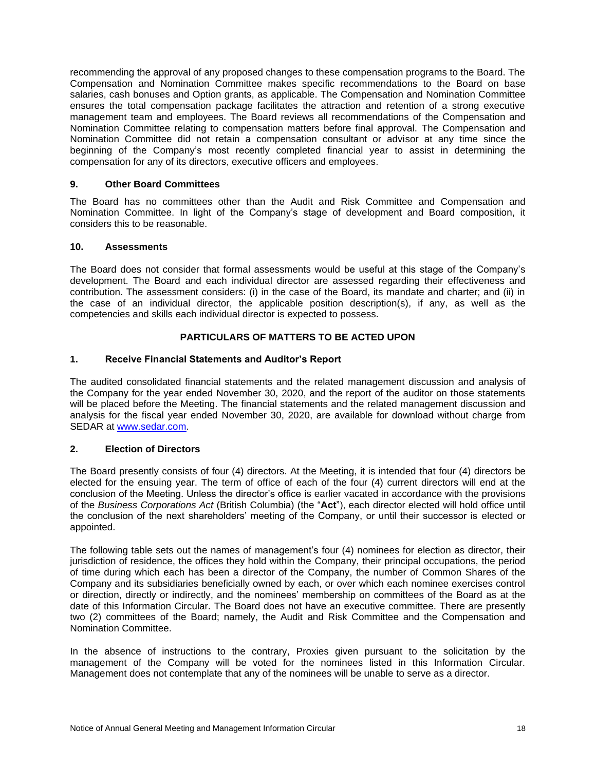recommending the approval of any proposed changes to these compensation programs to the Board. The Compensation and Nomination Committee makes specific recommendations to the Board on base salaries, cash bonuses and Option grants, as applicable. The Compensation and Nomination Committee ensures the total compensation package facilitates the attraction and retention of a strong executive management team and employees. The Board reviews all recommendations of the Compensation and Nomination Committee relating to compensation matters before final approval. The Compensation and Nomination Committee did not retain a compensation consultant or advisor at any time since the beginning of the Company's most recently completed financial year to assist in determining the compensation for any of its directors, executive officers and employees.

### 9. Other Board Committees

The Board has no committees other than the Audit and Risk Committee and Compensation and Nomination Committee. In light of the Company's stage of development and Board composition, it considers this to be reasonable.

### 10. Assessments

The Board does not consider that formal assessments would be useful at this stage of the Company's development. The Board and each individual director are assessed regarding their effectiveness and contribution. The assessment considers: (i) in the case of the Board, its mandate and charter; and (ii) in the case of an individual director, the applicable position description(s), if any, as well as the competencies and skills each individual director is expected to possess.

## PARTICULARS OF MATTERS TO BE ACTED UPON

### 1. Receive Financial Statements and Auditor's Report

The audited consolidated financial statements and the related management discussion and analysis of the Company for the year ended November 30, 2020, and the report of the auditor on those statements will be placed before the Meeting. The financial statements and the related management discussion and analysis for the fiscal year ended November 30, 2020, are available for download without charge from SEDAR at www.sedar.com.

### 2. Election of Directors

The Board presently consists of four (4) directors. At the Meeting, it is intended that four (4) directors be elected for the ensuing year. The term of office of each of the four (4) current directors will end at the conclusion of the Meeting. Unless the director's office is earlier vacated in accordance with the provisions of the *Business Corporations Act* (British Columbia) (the "**Act**"), each director elected will hold office until the conclusion of the next shareholders' meeting of the Company, or until their successor is elected or appointed.

The following table sets out the names of management's four (4) nominees for election as director, their jurisdiction of residence, the offices they hold within the Company, their principal occupations, the period of time during which each has been a director of the Company, the number of Common Shares of the Company and its subsidiaries beneficially owned by each, or over which each nominee exercises control or direction, directly or indirectly, and the nominees' membership on committees of the Board as at the date of this Information Circular. The Board does not have an executive committee. There are presently two (2) committees of the Board; namely, the Audit and Risk Committee and the Compensation and Nomination Committee.

In the absence of instructions to the contrary, Proxies given pursuant to the solicitation by the management of the Company will be voted for the nominees listed in this Information Circular. Management does not contemplate that any of the nominees will be unable to serve as a director.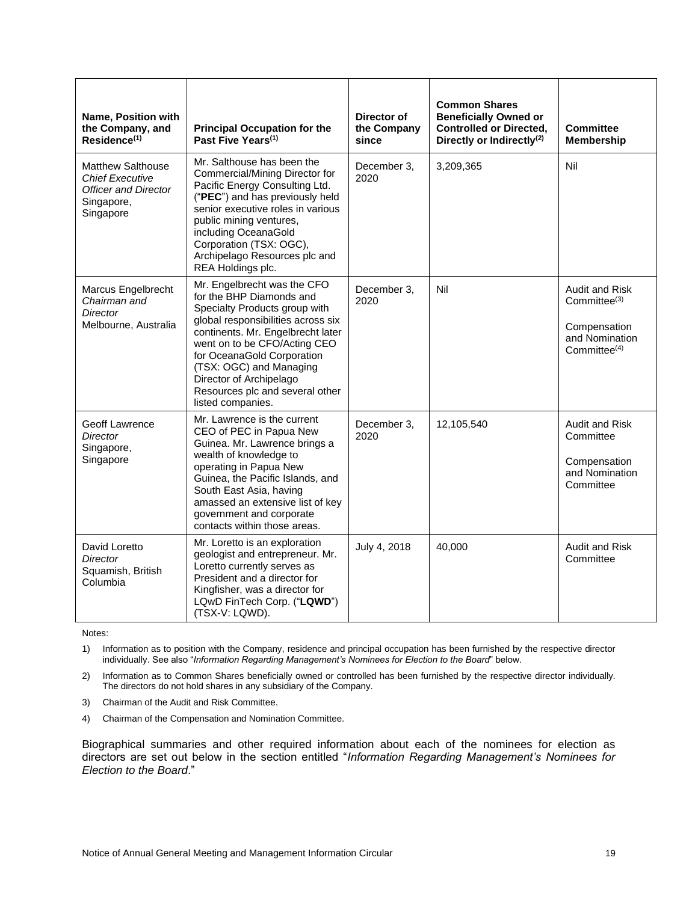| Name, Position with the Company, and Residence[(1)] | Principal Occupation for the Past Five Years[(1)] | Director of the Company since | Common Shares Beneficially Owned or Controlled or Directed, Directly or Indirectly[(2)] | Committee Membership |
|---|---|---|---|---|
| Matthew Salthouse *Chief Executive Officer and Director* Singapore, Singapore | Mr. Salthouse has been the Commercial/Mining Director for Pacific Energy Consulting Ltd. ("**PEC**") and has previously held senior executive roles in various public mining ventures, including OceanaGold Corporation (TSX: OGC), Archipelago Resources plc and REA Holdings plc. | December 3, 2020 | 3,209,365 | Nil |
| Marcus Engelbrecht *Chairman and Director* Melbourne, Australia | Mr. Engelbrecht was the CFO for the BHP Diamonds and Specialty Products group with global responsibilities across six continents. Mr. Engelbrecht later went on to be CFO/Acting CEO for OceanaGold Corporation (TSX: OGC) and Managing Director of Archipelago Resources plc and several other listed companies. | December 3, 2020 | Nil | Audit and Risk Committee[(3)] Compensation and Nomination Committee[(4)] |
| Geoff Lawrence *Director* Singapore, Singapore | Mr. Lawrence is the current CEO of PEC in Papua New Guinea. Mr. Lawrence brings a wealth of knowledge to operating in Papua New Guinea, the Pacific Islands, and South East Asia, having amassed an extensive list of key government and corporate contacts within those areas. | December 3, 2020 | 12,105,540 | Audit and Risk Committee Compensation and Nomination Committee |
| David Loretto *Director* Squamish, British Columbia | Mr. Loretto is an exploration geologist and entrepreneur. Mr. Loretto currently serves as President and a director for Kingfisher, was a director for LQwD FinTech Corp. ("**LQWD**") (TSX-V: LQWD). | July 4, 2018 | 40,000 | Audit and Risk Committee |

Notes:

1) Information as to position with the Company, residence and principal occupation has been furnished by the respective director individually. See also "*Information Regarding Management's Nominees for Election to the Board*" below.

2) Information as to Common Shares beneficially owned or controlled has been furnished by the respective director individually. The directors do not hold shares in any subsidiary of the Company.

3) Chairman of the Audit and Risk Committee.

4) Chairman of the Compensation and Nomination Committee.

Biographical summaries and other required information about each of the nominees for election as directors are set out below in the section entitled "*Information Regarding Management's Nominees for Election to the Board*."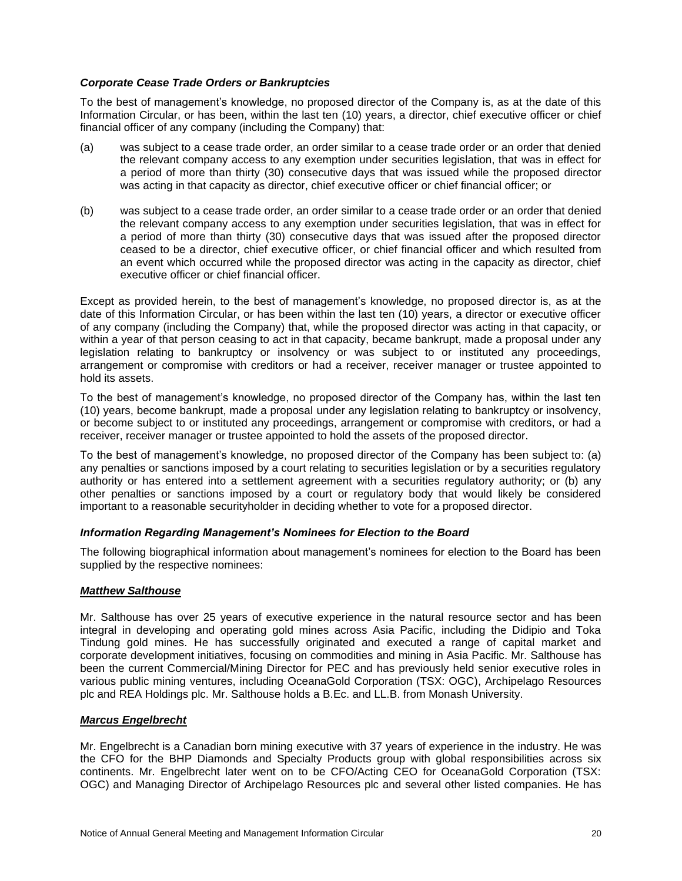***Corporate Cease Trade Orders or Bankruptcies***

To the best of management's knowledge, no proposed director of the Company is, as at the date of this Information Circular, or has been, within the last ten (10) years, a director, chief executive officer or chief financial officer of any company (including the Company) that:

(a) was subject to a cease trade order, an order similar to a cease trade order or an order that denied the relevant company access to any exemption under securities legislation, that was in effect for a period of more than thirty (30) consecutive days that was issued while the proposed director was acting in that capacity as director, chief executive officer or chief financial officer; or

(b) was subject to a cease trade order, an order similar to a cease trade order or an order that denied the relevant company access to any exemption under securities legislation, that was in effect for a period of more than thirty (30) consecutive days that was issued after the proposed director ceased to be a director, chief executive officer, or chief financial officer and which resulted from an event which occurred while the proposed director was acting in the capacity as director, chief executive officer or chief financial officer.

Except as provided herein, to the best of management's knowledge, no proposed director is, as at the date of this Information Circular, or has been within the last ten (10) years, a director or executive officer of any company (including the Company) that, while the proposed director was acting in that capacity, or within a year of that person ceasing to act in that capacity, became bankrupt, made a proposal under any legislation relating to bankruptcy or insolvency or was subject to or instituted any proceedings, arrangement or compromise with creditors or had a receiver, receiver manager or trustee appointed to hold its assets.

To the best of management's knowledge, no proposed director of the Company has, within the last ten (10) years, become bankrupt, made a proposal under any legislation relating to bankruptcy or insolvency, or become subject to or instituted any proceedings, arrangement or compromise with creditors, or had a receiver, receiver manager or trustee appointed to hold the assets of the proposed director.

To the best of management's knowledge, no proposed director of the Company has been subject to: (a) any penalties or sanctions imposed by a court relating to securities legislation or by a securities regulatory authority or has entered into a settlement agreement with a securities regulatory authority; or (b) any other penalties or sanctions imposed by a court or regulatory body that would likely be considered important to a reasonable securityholder in deciding whether to vote for a proposed director.

***Information Regarding Management's Nominees for Election to the Board***

The following biographical information about management's nominees for election to the Board has been supplied by the respective nominees:

***Matthew Salthouse***

Mr. Salthouse has over 25 years of executive experience in the natural resource sector and has been integral in developing and operating gold mines across Asia Pacific, including the Didipio and Toka Tindung gold mines. He has successfully originated and executed a range of capital market and corporate development initiatives, focusing on commodities and mining in Asia Pacific. Mr. Salthouse has been the current Commercial/Mining Director for PEC and has previously held senior executive roles in various public mining ventures, including OceanaGold Corporation (TSX: OGC), Archipelago Resources plc and REA Holdings plc. Mr. Salthouse holds a B.Ec. and LL.B. from Monash University.

***Marcus Engelbrecht***

Mr. Engelbrecht is a Canadian born mining executive with 37 years of experience in the industry. He was the CFO for the BHP Diamonds and Specialty Products group with global responsibilities across six continents. Mr. Engelbrecht later went on to be CFO/Acting CEO for OceanaGold Corporation (TSX: OGC) and Managing Director of Archipelago Resources plc and several other listed companies. He has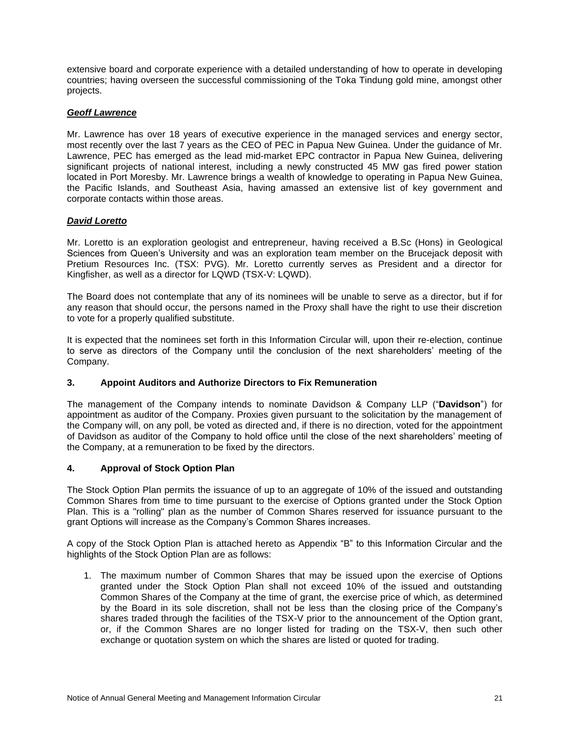extensive board and corporate experience with a detailed understanding of how to operate in developing countries; having overseen the successful commissioning of the Toka Tindung gold mine, amongst other projects.

***Geoff Lawrence***

Mr. Lawrence has over 18 years of executive experience in the managed services and energy sector, most recently over the last 7 years as the CEO of PEC in Papua New Guinea. Under the guidance of Mr. Lawrence, PEC has emerged as the lead mid-market EPC contractor in Papua New Guinea, delivering significant projects of national interest, including a newly constructed 45 MW gas fired power station located in Port Moresby. Mr. Lawrence brings a wealth of knowledge to operating in Papua New Guinea, the Pacific Islands, and Southeast Asia, having amassed an extensive list of key government and corporate contacts within those areas.

***David Loretto***

Mr. Loretto is an exploration geologist and entrepreneur, having received a B.Sc (Hons) in Geological Sciences from Queen's University and was an exploration team member on the Brucejack deposit with Pretium Resources Inc. (TSX: PVG). Mr. Loretto currently serves as President and a director for Kingfisher, as well as a director for LQWD (TSX-V: LQWD).

The Board does not contemplate that any of its nominees will be unable to serve as a director, but if for any reason that should occur, the persons named in the Proxy shall have the right to use their discretion to vote for a properly qualified substitute.

It is expected that the nominees set forth in this Information Circular will, upon their re-election, continue to serve as directors of the Company until the conclusion of the next shareholders' meeting of the Company.

## 3. Appoint Auditors and Authorize Directors to Fix Remuneration

The management of the Company intends to nominate Davidson & Company LLP ("**Davidson**") for appointment as auditor of the Company. Proxies given pursuant to the solicitation by the management of the Company will, on any poll, be voted as directed and, if there is no direction, voted for the appointment of Davidson as auditor of the Company to hold office until the close of the next shareholders' meeting of the Company, at a remuneration to be fixed by the directors.

## 4. Approval of Stock Option Plan

The Stock Option Plan permits the issuance of up to an aggregate of 10% of the issued and outstanding Common Shares from time to time pursuant to the exercise of Options granted under the Stock Option Plan. This is a "rolling" plan as the number of Common Shares reserved for issuance pursuant to the grant Options will increase as the Company's Common Shares increases.

A copy of the Stock Option Plan is attached hereto as Appendix "B" to this Information Circular and the highlights of the Stock Option Plan are as follows:

1. The maximum number of Common Shares that may be issued upon the exercise of Options granted under the Stock Option Plan shall not exceed 10% of the issued and outstanding Common Shares of the Company at the time of grant, the exercise price of which, as determined by the Board in its sole discretion, shall not be less than the closing price of the Company's shares traded through the facilities of the TSX-V prior to the announcement of the Option grant, or, if the Common Shares are no longer listed for trading on the TSX-V, then such other exchange or quotation system on which the shares are listed or quoted for trading.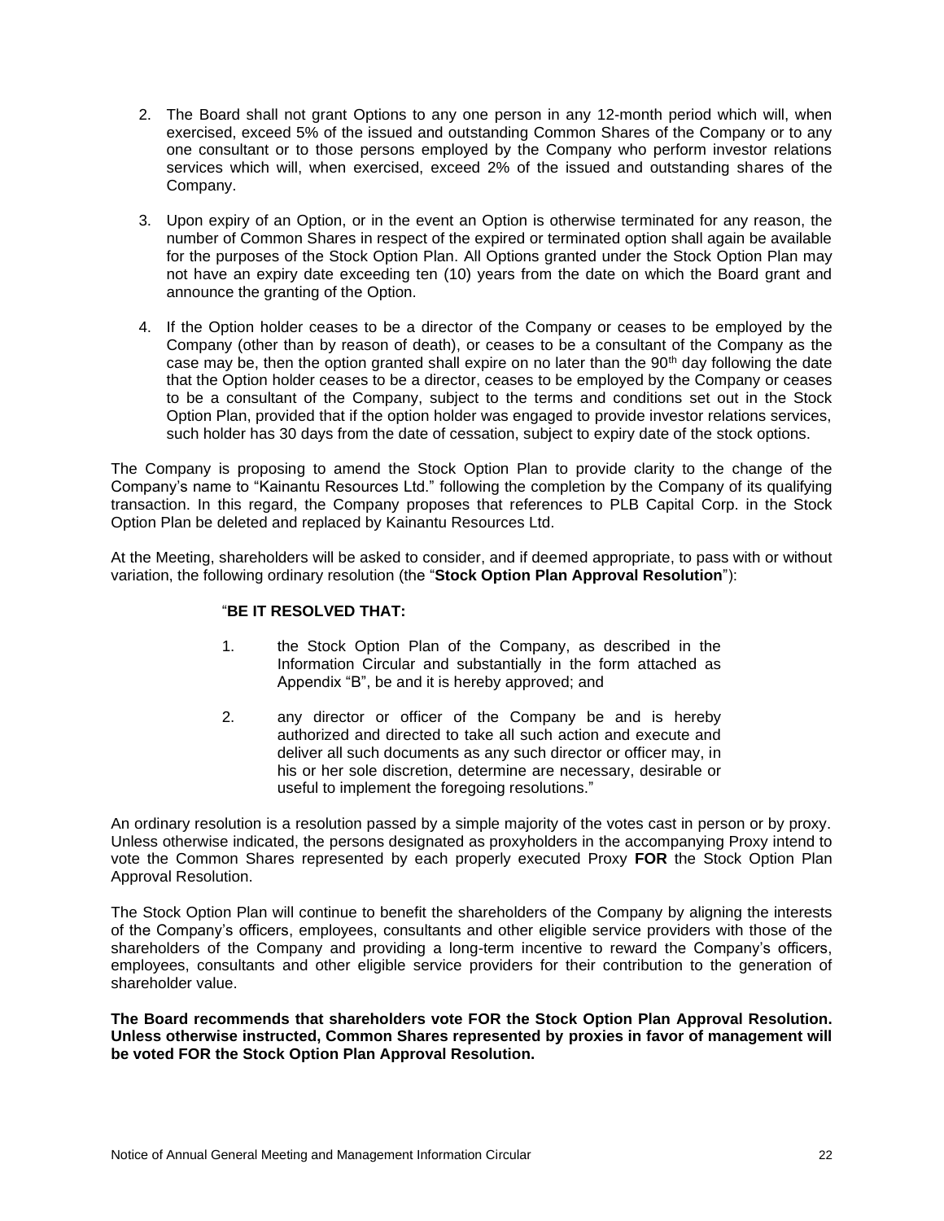2. The Board shall not grant Options to any one person in any 12-month period which will, when exercised, exceed 5% of the issued and outstanding Common Shares of the Company or to any one consultant or to those persons employed by the Company who perform investor relations services which will, when exercised, exceed 2% of the issued and outstanding shares of the Company.

3. Upon expiry of an Option, or in the event an Option is otherwise terminated for any reason, the number of Common Shares in respect of the expired or terminated option shall again be available for the purposes of the Stock Option Plan. All Options granted under the Stock Option Plan may not have an expiry date exceeding ten (10) years from the date on which the Board grant and announce the granting of the Option.

4. If the Option holder ceases to be a director of the Company or ceases to be employed by the Company (other than by reason of death), or ceases to be a consultant of the Company as the case may be, then the option granted shall expire on no later than the 90th day following the date that the Option holder ceases to be a director, ceases to be employed by the Company or ceases to be a consultant of the Company, subject to the terms and conditions set out in the Stock Option Plan, provided that if the option holder was engaged to provide investor relations services, such holder has 30 days from the date of cessation, subject to expiry date of the stock options.

The Company is proposing to amend the Stock Option Plan to provide clarity to the change of the Company's name to "Kainantu Resources Ltd." following the completion by the Company of its qualifying transaction. In this regard, the Company proposes that references to PLB Capital Corp. in the Stock Option Plan be deleted and replaced by Kainantu Resources Ltd.

At the Meeting, shareholders will be asked to consider, and if deemed appropriate, to pass with or without variation, the following ordinary resolution (the "**Stock Option Plan Approval Resolution**"):

> "**BE IT RESOLVED THAT:**
>
> 1. the Stock Option Plan of the Company, as described in the Information Circular and substantially in the form attached as Appendix "B", be and it is hereby approved; and
>
> 2. any director or officer of the Company be and is hereby authorized and directed to take all such action and execute and deliver all such documents as any such director or officer may, in his or her sole discretion, determine are necessary, desirable or useful to implement the foregoing resolutions."

An ordinary resolution is a resolution passed by a simple majority of the votes cast in person or by proxy. Unless otherwise indicated, the persons designated as proxyholders in the accompanying Proxy intend to vote the Common Shares represented by each properly executed Proxy **FOR** the Stock Option Plan Approval Resolution.

The Stock Option Plan will continue to benefit the shareholders of the Company by aligning the interests of the Company's officers, employees, consultants and other eligible service providers with those of the shareholders of the Company and providing a long-term incentive to reward the Company's officers, employees, consultants and other eligible service providers for their contribution to the generation of shareholder value.

**The Board recommends that shareholders vote FOR the Stock Option Plan Approval Resolution. Unless otherwise instructed, Common Shares represented by proxies in favor of management will be voted FOR the Stock Option Plan Approval Resolution.**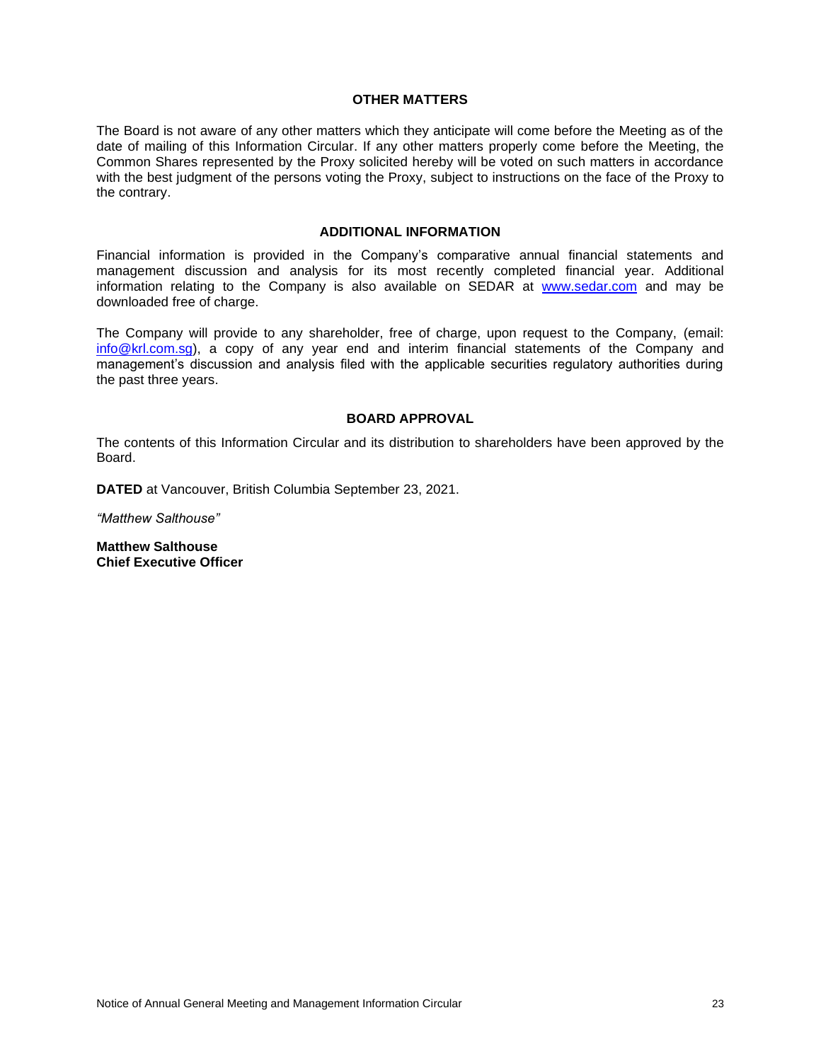## OTHER MATTERS

The Board is not aware of any other matters which they anticipate will come before the Meeting as of the date of mailing of this Information Circular. If any other matters properly come before the Meeting, the Common Shares represented by the Proxy solicited hereby will be voted on such matters in accordance with the best judgment of the persons voting the Proxy, subject to instructions on the face of the Proxy to the contrary.

## ADDITIONAL INFORMATION

Financial information is provided in the Company's comparative annual financial statements and management discussion and analysis for its most recently completed financial year. Additional information relating to the Company is also available on SEDAR at www.sedar.com and may be downloaded free of charge.

The Company will provide to any shareholder, free of charge, upon request to the Company, (email: info@krl.com.sg), a copy of any year end and interim financial statements of the Company and management's discussion and analysis filed with the applicable securities regulatory authorities during the past three years.

## BOARD APPROVAL

The contents of this Information Circular and its distribution to shareholders have been approved by the Board.

**DATED** at Vancouver, British Columbia September 23, 2021.

*"Matthew Salthouse"*

**Matthew Salthouse**
**Chief Executive Officer**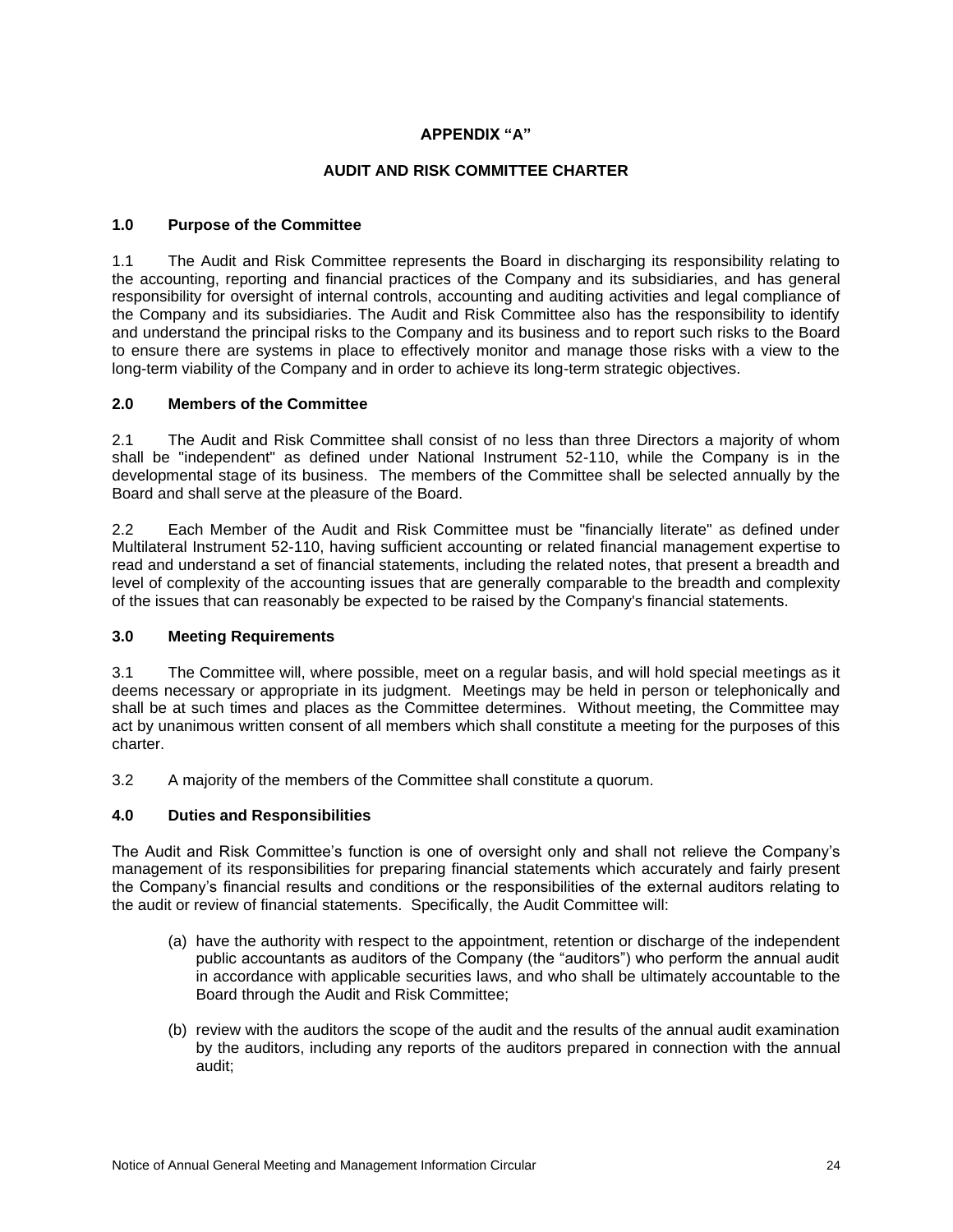# APPENDIX "A"

## AUDIT AND RISK COMMITTEE CHARTER

### 1.0 Purpose of the Committee

1.1 The Audit and Risk Committee represents the Board in discharging its responsibility relating to the accounting, reporting and financial practices of the Company and its subsidiaries, and has general responsibility for oversight of internal controls, accounting and auditing activities and legal compliance of the Company and its subsidiaries. The Audit and Risk Committee also has the responsibility to identify and understand the principal risks to the Company and its business and to report such risks to the Board to ensure there are systems in place to effectively monitor and manage those risks with a view to the long-term viability of the Company and in order to achieve its long-term strategic objectives.

### 2.0 Members of the Committee

2.1 The Audit and Risk Committee shall consist of no less than three Directors a majority of whom shall be "independent" as defined under National Instrument 52-110, while the Company is in the developmental stage of its business. The members of the Committee shall be selected annually by the Board and shall serve at the pleasure of the Board.

2.2 Each Member of the Audit and Risk Committee must be "financially literate" as defined under Multilateral Instrument 52-110, having sufficient accounting or related financial management expertise to read and understand a set of financial statements, including the related notes, that present a breadth and level of complexity of the accounting issues that are generally comparable to the breadth and complexity of the issues that can reasonably be expected to be raised by the Company's financial statements.

### 3.0 Meeting Requirements

3.1 The Committee will, where possible, meet on a regular basis, and will hold special meetings as it deems necessary or appropriate in its judgment. Meetings may be held in person or telephonically and shall be at such times and places as the Committee determines. Without meeting, the Committee may act by unanimous written consent of all members which shall constitute a meeting for the purposes of this charter.

3.2 A majority of the members of the Committee shall constitute a quorum.

### 4.0 Duties and Responsibilities

The Audit and Risk Committee's function is one of oversight only and shall not relieve the Company's management of its responsibilities for preparing financial statements which accurately and fairly present the Company's financial results and conditions or the responsibilities of the external auditors relating to the audit or review of financial statements. Specifically, the Audit Committee will:

(a) have the authority with respect to the appointment, retention or discharge of the independent public accountants as auditors of the Company (the "auditors") who perform the annual audit in accordance with applicable securities laws, and who shall be ultimately accountable to the Board through the Audit and Risk Committee;

(b) review with the auditors the scope of the audit and the results of the annual audit examination by the auditors, including any reports of the auditors prepared in connection with the annual audit;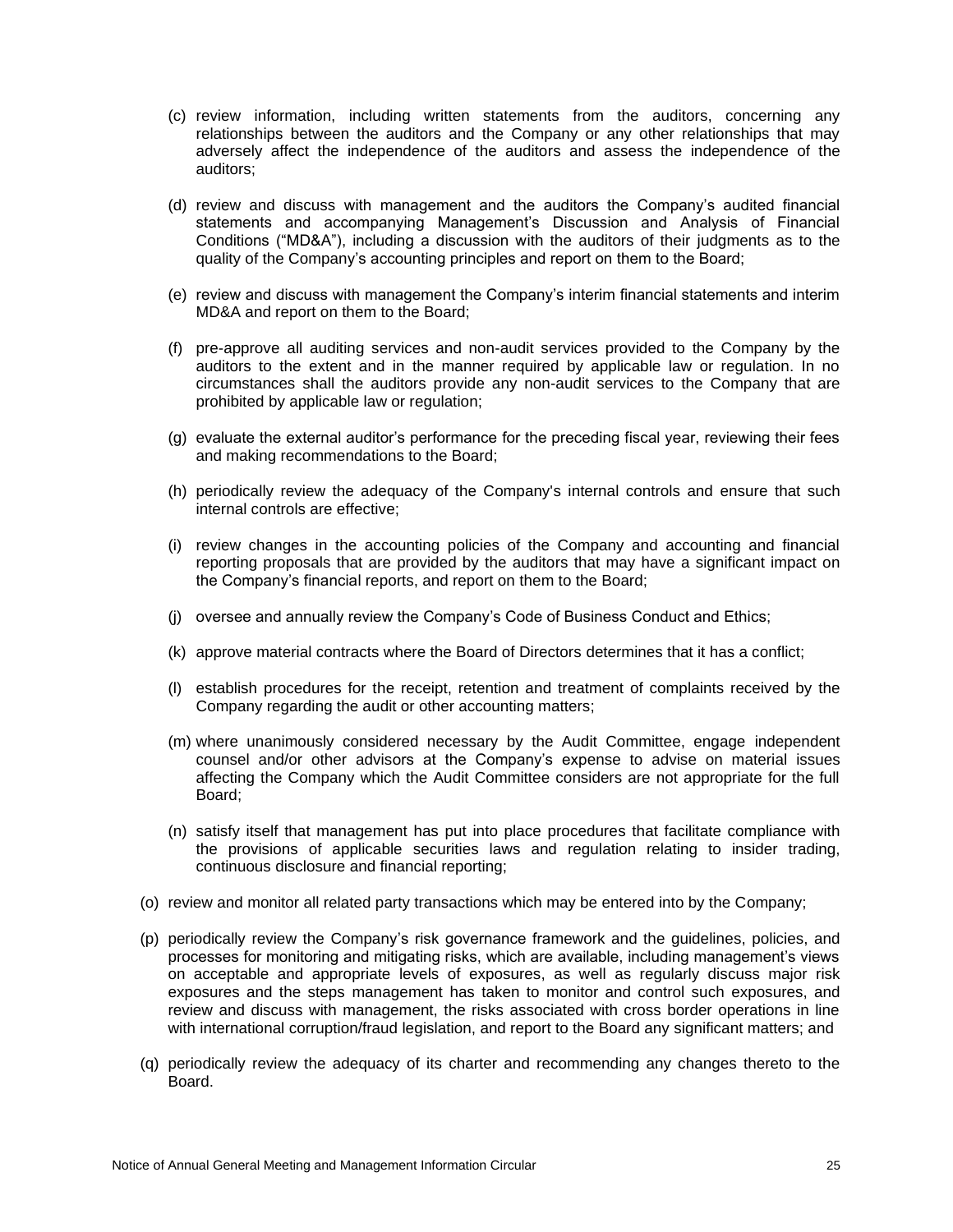(c) review information, including written statements from the auditors, concerning any relationships between the auditors and the Company or any other relationships that may adversely affect the independence of the auditors and assess the independence of the auditors;

(d) review and discuss with management and the auditors the Company's audited financial statements and accompanying Management's Discussion and Analysis of Financial Conditions ("MD&A"), including a discussion with the auditors of their judgments as to the quality of the Company's accounting principles and report on them to the Board;

(e) review and discuss with management the Company's interim financial statements and interim MD&A and report on them to the Board;

(f) pre-approve all auditing services and non-audit services provided to the Company by the auditors to the extent and in the manner required by applicable law or regulation. In no circumstances shall the auditors provide any non-audit services to the Company that are prohibited by applicable law or regulation;

(g) evaluate the external auditor's performance for the preceding fiscal year, reviewing their fees and making recommendations to the Board;

(h) periodically review the adequacy of the Company's internal controls and ensure that such internal controls are effective;

(i) review changes in the accounting policies of the Company and accounting and financial reporting proposals that are provided by the auditors that may have a significant impact on the Company's financial reports, and report on them to the Board;

(j) oversee and annually review the Company's Code of Business Conduct and Ethics;

(k) approve material contracts where the Board of Directors determines that it has a conflict;

(l) establish procedures for the receipt, retention and treatment of complaints received by the Company regarding the audit or other accounting matters;

(m) where unanimously considered necessary by the Audit Committee, engage independent counsel and/or other advisors at the Company's expense to advise on material issues affecting the Company which the Audit Committee considers are not appropriate for the full Board;

(n) satisfy itself that management has put into place procedures that facilitate compliance with the provisions of applicable securities laws and regulation relating to insider trading, continuous disclosure and financial reporting;

(o) review and monitor all related party transactions which may be entered into by the Company;

(p) periodically review the Company's risk governance framework and the guidelines, policies, and processes for monitoring and mitigating risks, which are available, including management's views on acceptable and appropriate levels of exposures, as well as regularly discuss major risk exposures and the steps management has taken to monitor and control such exposures, and review and discuss with management, the risks associated with cross border operations in line with international corruption/fraud legislation, and report to the Board any significant matters; and

(q) periodically review the adequacy of its charter and recommending any changes thereto to the Board.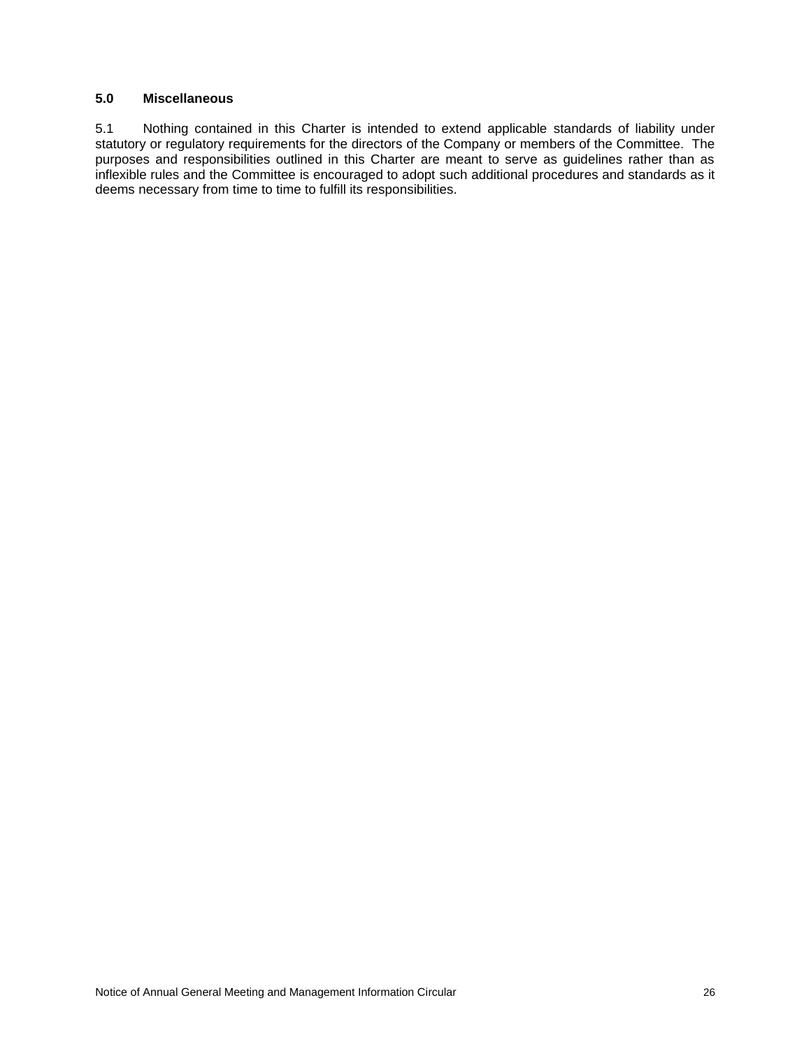## 5.0 Miscellaneous

5.1 Nothing contained in this Charter is intended to extend applicable standards of liability under statutory or regulatory requirements for the directors of the Company or members of the Committee. The purposes and responsibilities outlined in this Charter are meant to serve as guidelines rather than as inflexible rules and the Committee is encouraged to adopt such additional procedures and standards as it deems necessary from time to time to fulfill its responsibilities.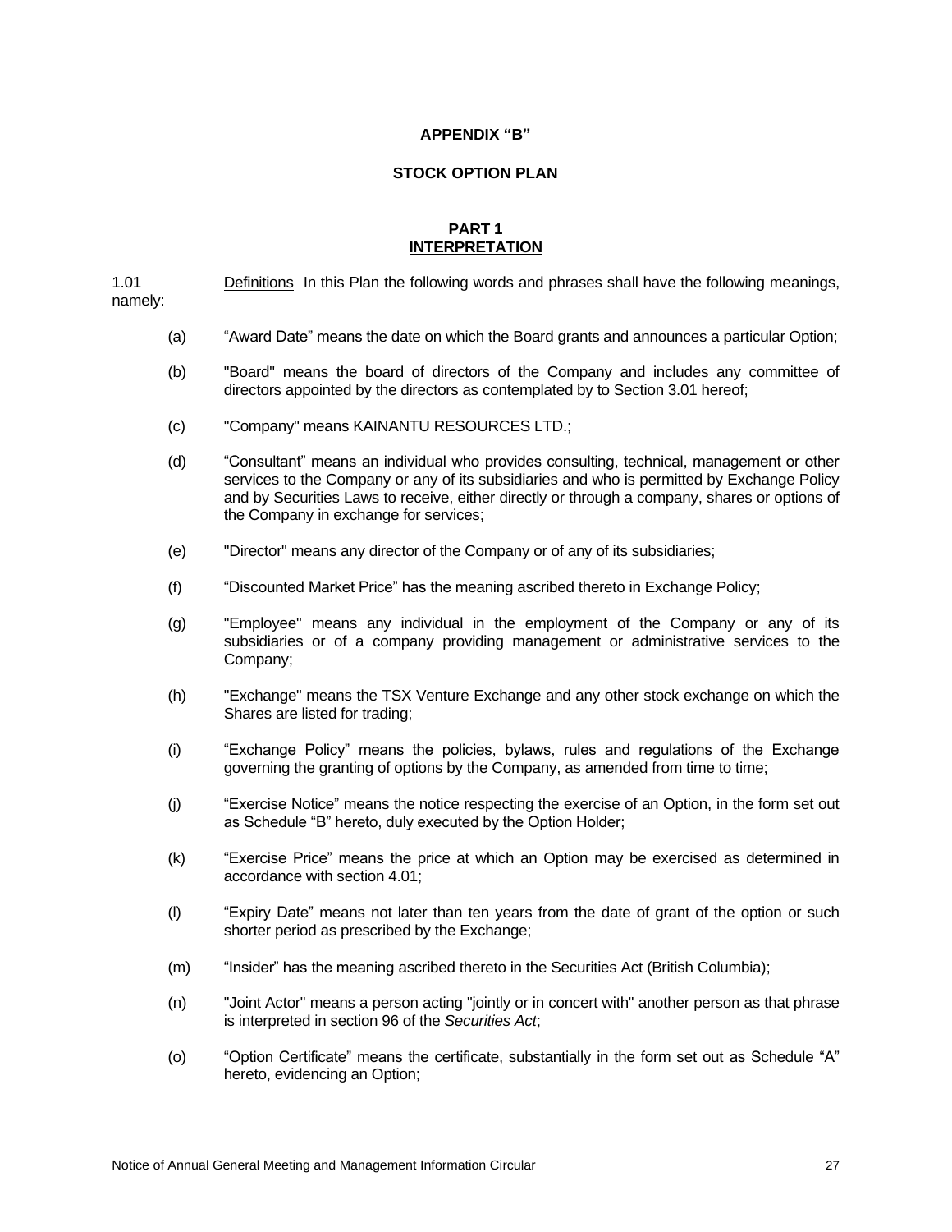**APPENDIX "B"**

**STOCK OPTION PLAN**

**PART 1**
**INTERPRETATION**

1.01 Definitions In this Plan the following words and phrases shall have the following meanings, namely:

(a) "Award Date" means the date on which the Board grants and announces a particular Option;

(b) "Board" means the board of directors of the Company and includes any committee of directors appointed by the directors as contemplated by to Section 3.01 hereof;

(c) "Company" means KAINANTU RESOURCES LTD.;

(d) "Consultant" means an individual who provides consulting, technical, management or other services to the Company or any of its subsidiaries and who is permitted by Exchange Policy and by Securities Laws to receive, either directly or through a company, shares or options of the Company in exchange for services;

(e) "Director" means any director of the Company or of any of its subsidiaries;

(f) "Discounted Market Price" has the meaning ascribed thereto in Exchange Policy;

(g) "Employee" means any individual in the employment of the Company or any of its subsidiaries or of a company providing management or administrative services to the Company;

(h) "Exchange" means the TSX Venture Exchange and any other stock exchange on which the Shares are listed for trading;

(i) "Exchange Policy" means the policies, bylaws, rules and regulations of the Exchange governing the granting of options by the Company, as amended from time to time;

(j) "Exercise Notice" means the notice respecting the exercise of an Option, in the form set out as Schedule "B" hereto, duly executed by the Option Holder;

(k) "Exercise Price" means the price at which an Option may be exercised as determined in accordance with section 4.01;

(l) "Expiry Date" means not later than ten years from the date of grant of the option or such shorter period as prescribed by the Exchange;

(m) "Insider" has the meaning ascribed thereto in the Securities Act (British Columbia);

(n) "Joint Actor" means a person acting "jointly or in concert with" another person as that phrase is interpreted in section 96 of the *Securities Act*;

(o) "Option Certificate" means the certificate, substantially in the form set out as Schedule "A" hereto, evidencing an Option;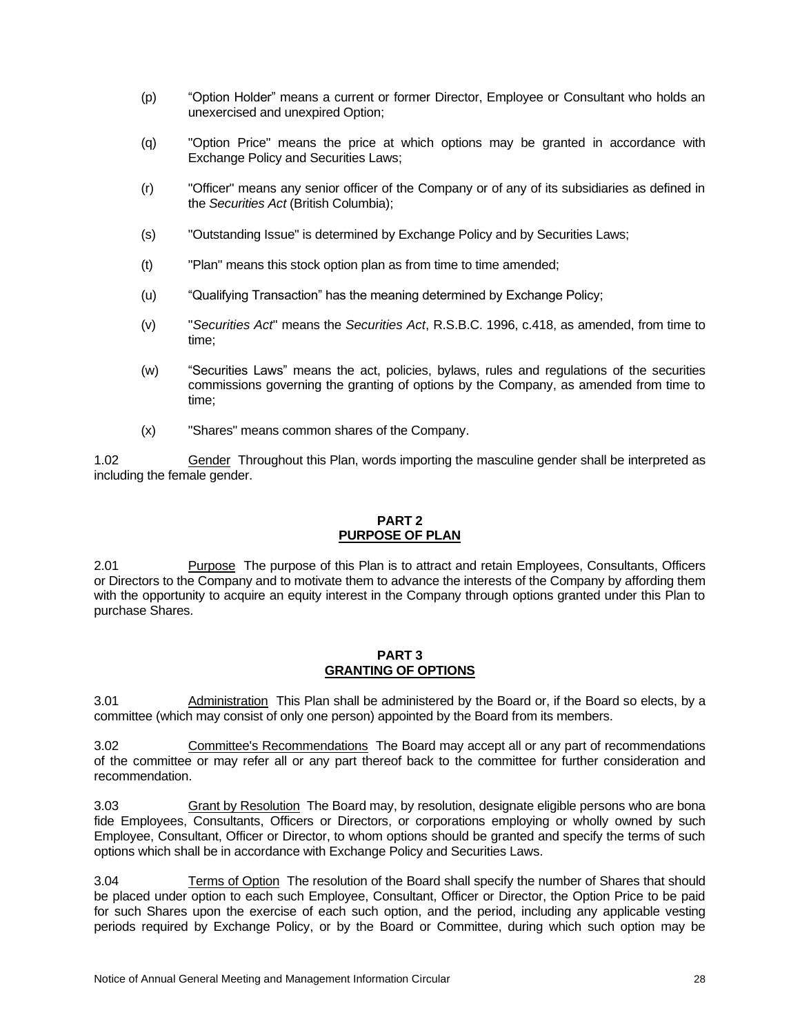(p) “Option Holder” means a current or former Director, Employee or Consultant who holds an unexercised and unexpired Option;

(q) "Option Price" means the price at which options may be granted in accordance with Exchange Policy and Securities Laws;

(r) "Officer" means any senior officer of the Company or of any of its subsidiaries as defined in the *Securities Act* (British Columbia);

(s) "Outstanding Issue" is determined by Exchange Policy and by Securities Laws;

(t) "Plan" means this stock option plan as from time to time amended;

(u) “Qualifying Transaction” has the meaning determined by Exchange Policy;

(v) "*Securities Act*" means the *Securities Act*, R.S.B.C. 1996, c.418, as amended, from time to time;

(w) “Securities Laws” means the act, policies, bylaws, rules and regulations of the securities commissions governing the granting of options by the Company, as amended from time to time;

(x) "Shares" means common shares of the Company.

1.02 Gender Throughout this Plan, words importing the masculine gender shall be interpreted as including the female gender.

## PART 2
## PURPOSE OF PLAN

2.01 Purpose The purpose of this Plan is to attract and retain Employees, Consultants, Officers or Directors to the Company and to motivate them to advance the interests of the Company by affording them with the opportunity to acquire an equity interest in the Company through options granted under this Plan to purchase Shares.

## PART 3
## GRANTING OF OPTIONS

3.01 Administration This Plan shall be administered by the Board or, if the Board so elects, by a committee (which may consist of only one person) appointed by the Board from its members.

3.02 Committee's Recommendations The Board may accept all or any part of recommendations of the committee or may refer all or any part thereof back to the committee for further consideration and recommendation.

3.03 Grant by Resolution The Board may, by resolution, designate eligible persons who are bona fide Employees, Consultants, Officers or Directors, or corporations employing or wholly owned by such Employee, Consultant, Officer or Director, to whom options should be granted and specify the terms of such options which shall be in accordance with Exchange Policy and Securities Laws.

3.04 Terms of Option The resolution of the Board shall specify the number of Shares that should be placed under option to each such Employee, Consultant, Officer or Director, the Option Price to be paid for such Shares upon the exercise of each such option, and the period, including any applicable vesting periods required by Exchange Policy, or by the Board or Committee, during which such option may be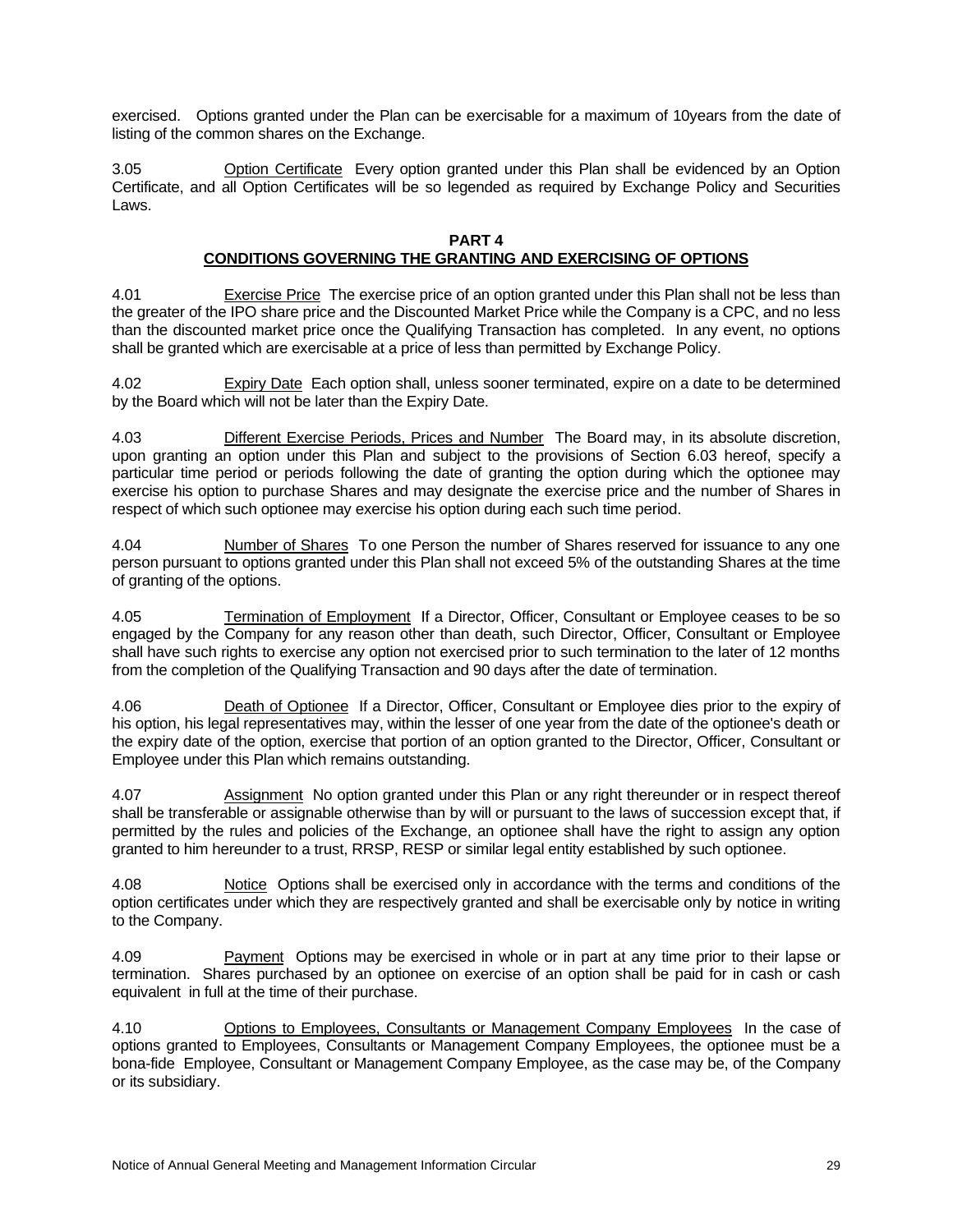exercised. Options granted under the Plan can be exercisable for a maximum of 10years from the date of listing of the common shares on the Exchange.

3.05 Option Certificate Every option granted under this Plan shall be evidenced by an Option Certificate, and all Option Certificates will be so legended as required by Exchange Policy and Securities Laws.

## PART 4
## CONDITIONS GOVERNING THE GRANTING AND EXERCISING OF OPTIONS

4.01 Exercise Price The exercise price of an option granted under this Plan shall not be less than the greater of the IPO share price and the Discounted Market Price while the Company is a CPC, and no less than the discounted market price once the Qualifying Transaction has completed. In any event, no options shall be granted which are exercisable at a price of less than permitted by Exchange Policy.

4.02 Expiry Date Each option shall, unless sooner terminated, expire on a date to be determined by the Board which will not be later than the Expiry Date.

4.03 Different Exercise Periods, Prices and Number The Board may, in its absolute discretion, upon granting an option under this Plan and subject to the provisions of Section 6.03 hereof, specify a particular time period or periods following the date of granting the option during which the optionee may exercise his option to purchase Shares and may designate the exercise price and the number of Shares in respect of which such optionee may exercise his option during each such time period.

4.04 Number of Shares To one Person the number of Shares reserved for issuance to any one person pursuant to options granted under this Plan shall not exceed 5% of the outstanding Shares at the time of granting of the options.

4.05 Termination of Employment If a Director, Officer, Consultant or Employee ceases to be so engaged by the Company for any reason other than death, such Director, Officer, Consultant or Employee shall have such rights to exercise any option not exercised prior to such termination to the later of 12 months from the completion of the Qualifying Transaction and 90 days after the date of termination.

4.06 Death of Optionee If a Director, Officer, Consultant or Employee dies prior to the expiry of his option, his legal representatives may, within the lesser of one year from the date of the optionee's death or the expiry date of the option, exercise that portion of an option granted to the Director, Officer, Consultant or Employee under this Plan which remains outstanding.

4.07 Assignment No option granted under this Plan or any right thereunder or in respect thereof shall be transferable or assignable otherwise than by will or pursuant to the laws of succession except that, if permitted by the rules and policies of the Exchange, an optionee shall have the right to assign any option granted to him hereunder to a trust, RRSP, RESP or similar legal entity established by such optionee.

4.08 Notice Options shall be exercised only in accordance with the terms and conditions of the option certificates under which they are respectively granted and shall be exercisable only by notice in writing to the Company.

4.09 Payment Options may be exercised in whole or in part at any time prior to their lapse or termination. Shares purchased by an optionee on exercise of an option shall be paid for in cash or cash equivalent in full at the time of their purchase.

4.10 Options to Employees, Consultants or Management Company Employees In the case of options granted to Employees, Consultants or Management Company Employees, the optionee must be a bona-fide Employee, Consultant or Management Company Employee, as the case may be, of the Company or its subsidiary.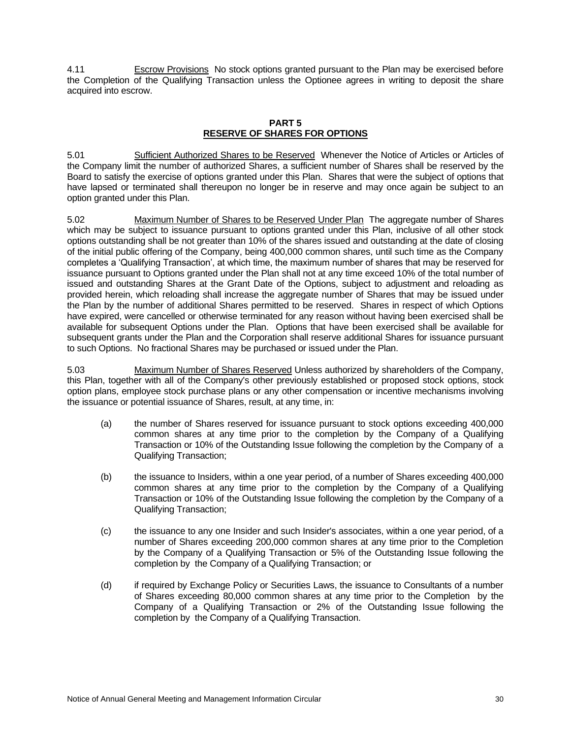4.11 Escrow Provisions No stock options granted pursuant to the Plan may be exercised before the Completion of the Qualifying Transaction unless the Optionee agrees in writing to deposit the share acquired into escrow.

**PART 5**
**RESERVE OF SHARES FOR OPTIONS**

5.01 Sufficient Authorized Shares to be Reserved Whenever the Notice of Articles or Articles of the Company limit the number of authorized Shares, a sufficient number of Shares shall be reserved by the Board to satisfy the exercise of options granted under this Plan. Shares that were the subject of options that have lapsed or terminated shall thereupon no longer be in reserve and may once again be subject to an option granted under this Plan.

5.02 Maximum Number of Shares to be Reserved Under Plan The aggregate number of Shares which may be subject to issuance pursuant to options granted under this Plan, inclusive of all other stock options outstanding shall be not greater than 10% of the shares issued and outstanding at the date of closing of the initial public offering of the Company, being 400,000 common shares, until such time as the Company completes a 'Qualifying Transaction', at which time, the maximum number of shares that may be reserved for issuance pursuant to Options granted under the Plan shall not at any time exceed 10% of the total number of issued and outstanding Shares at the Grant Date of the Options, subject to adjustment and reloading as provided herein, which reloading shall increase the aggregate number of Shares that may be issued under the Plan by the number of additional Shares permitted to be reserved. Shares in respect of which Options have expired, were cancelled or otherwise terminated for any reason without having been exercised shall be available for subsequent Options under the Plan. Options that have been exercised shall be available for subsequent grants under the Plan and the Corporation shall reserve additional Shares for issuance pursuant to such Options. No fractional Shares may be purchased or issued under the Plan.

5.03 Maximum Number of Shares Reserved Unless authorized by shareholders of the Company, this Plan, together with all of the Company's other previously established or proposed stock options, stock option plans, employee stock purchase plans or any other compensation or incentive mechanisms involving the issuance or potential issuance of Shares, result, at any time, in:

(a) the number of Shares reserved for issuance pursuant to stock options exceeding 400,000 common shares at any time prior to the completion by the Company of a Qualifying Transaction or 10% of the Outstanding Issue following the completion by the Company of a Qualifying Transaction;

(b) the issuance to Insiders, within a one year period, of a number of Shares exceeding 400,000 common shares at any time prior to the completion by the Company of a Qualifying Transaction or 10% of the Outstanding Issue following the completion by the Company of a Qualifying Transaction;

(c) the issuance to any one Insider and such Insider's associates, within a one year period, of a number of Shares exceeding 200,000 common shares at any time prior to the Completion by the Company of a Qualifying Transaction or 5% of the Outstanding Issue following the completion by the Company of a Qualifying Transaction; or

(d) if required by Exchange Policy or Securities Laws, the issuance to Consultants of a number of Shares exceeding 80,000 common shares at any time prior to the Completion by the Company of a Qualifying Transaction or 2% of the Outstanding Issue following the completion by the Company of a Qualifying Transaction.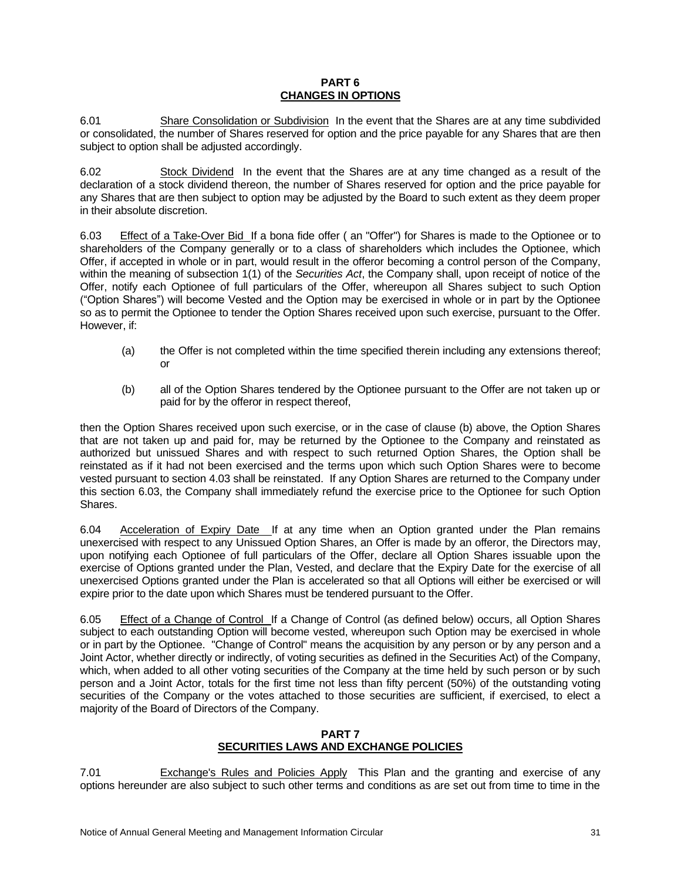## PART 6
## CHANGES IN OPTIONS

6.01 Share Consolidation or Subdivision In the event that the Shares are at any time subdivided or consolidated, the number of Shares reserved for option and the price payable for any Shares that are then subject to option shall be adjusted accordingly.

6.02 Stock Dividend In the event that the Shares are at any time changed as a result of the declaration of a stock dividend thereon, the number of Shares reserved for option and the price payable for any Shares that are then subject to option may be adjusted by the Board to such extent as they deem proper in their absolute discretion.

6.03 Effect of a Take-Over Bid If a bona fide offer ( an "Offer") for Shares is made to the Optionee or to shareholders of the Company generally or to a class of shareholders which includes the Optionee, which Offer, if accepted in whole or in part, would result in the offeror becoming a control person of the Company, within the meaning of subsection 1(1) of the *Securities Act*, the Company shall, upon receipt of notice of the Offer, notify each Optionee of full particulars of the Offer, whereupon all Shares subject to such Option ("Option Shares") will become Vested and the Option may be exercised in whole or in part by the Optionee so as to permit the Optionee to tender the Option Shares received upon such exercise, pursuant to the Offer. However, if:

(a) the Offer is not completed within the time specified therein including any extensions thereof; or

(b) all of the Option Shares tendered by the Optionee pursuant to the Offer are not taken up or paid for by the offeror in respect thereof,

then the Option Shares received upon such exercise, or in the case of clause (b) above, the Option Shares that are not taken up and paid for, may be returned by the Optionee to the Company and reinstated as authorized but unissued Shares and with respect to such returned Option Shares, the Option shall be reinstated as if it had not been exercised and the terms upon which such Option Shares were to become vested pursuant to section 4.03 shall be reinstated. If any Option Shares are returned to the Company under this section 6.03, the Company shall immediately refund the exercise price to the Optionee for such Option Shares.

6.04 Acceleration of Expiry Date If at any time when an Option granted under the Plan remains unexercised with respect to any Unissued Option Shares, an Offer is made by an offeror, the Directors may, upon notifying each Optionee of full particulars of the Offer, declare all Option Shares issuable upon the exercise of Options granted under the Plan, Vested, and declare that the Expiry Date for the exercise of all unexercised Options granted under the Plan is accelerated so that all Options will either be exercised or will expire prior to the date upon which Shares must be tendered pursuant to the Offer.

6.05 Effect of a Change of Control If a Change of Control (as defined below) occurs, all Option Shares subject to each outstanding Option will become vested, whereupon such Option may be exercised in whole or in part by the Optionee. "Change of Control" means the acquisition by any person or by any person and a Joint Actor, whether directly or indirectly, of voting securities as defined in the Securities Act) of the Company, which, when added to all other voting securities of the Company at the time held by such person or by such person and a Joint Actor, totals for the first time not less than fifty percent (50%) of the outstanding voting securities of the Company or the votes attached to those securities are sufficient, if exercised, to elect a majority of the Board of Directors of the Company.

## PART 7
## SECURITIES LAWS AND EXCHANGE POLICIES

7.01 Exchange's Rules and Policies Apply This Plan and the granting and exercise of any options hereunder are also subject to such other terms and conditions as are set out from time to time in the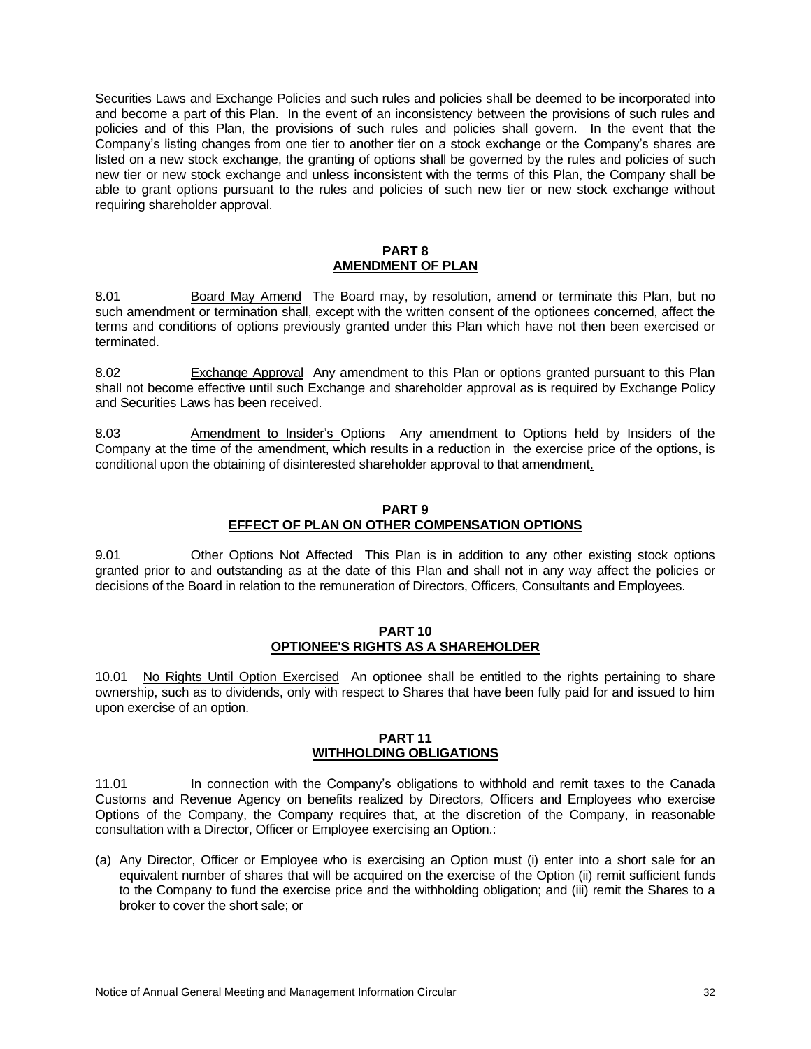Securities Laws and Exchange Policies and such rules and policies shall be deemed to be incorporated into and become a part of this Plan. In the event of an inconsistency between the provisions of such rules and policies and of this Plan, the provisions of such rules and policies shall govern. In the event that the Company's listing changes from one tier to another tier on a stock exchange or the Company's shares are listed on a new stock exchange, the granting of options shall be governed by the rules and policies of such new tier or new stock exchange and unless inconsistent with the terms of this Plan, the Company shall be able to grant options pursuant to the rules and policies of such new tier or new stock exchange without requiring shareholder approval.

## PART 8
## AMENDMENT OF PLAN

8.01 Board May Amend The Board may, by resolution, amend or terminate this Plan, but no such amendment or termination shall, except with the written consent of the optionees concerned, affect the terms and conditions of options previously granted under this Plan which have not then been exercised or terminated.

8.02 Exchange Approval Any amendment to this Plan or options granted pursuant to this Plan shall not become effective until such Exchange and shareholder approval as is required by Exchange Policy and Securities Laws has been received.

8.03 Amendment to Insider's Options Any amendment to Options held by Insiders of the Company at the time of the amendment, which results in a reduction in the exercise price of the options, is conditional upon the obtaining of disinterested shareholder approval to that amendment.

## PART 9
## EFFECT OF PLAN ON OTHER COMPENSATION OPTIONS

9.01 Other Options Not Affected This Plan is in addition to any other existing stock options granted prior to and outstanding as at the date of this Plan and shall not in any way affect the policies or decisions of the Board in relation to the remuneration of Directors, Officers, Consultants and Employees.

## PART 10
## OPTIONEE'S RIGHTS AS A SHAREHOLDER

10.01 No Rights Until Option Exercised An optionee shall be entitled to the rights pertaining to share ownership, such as to dividends, only with respect to Shares that have been fully paid for and issued to him upon exercise of an option.

## PART 11
## WITHHOLDING OBLIGATIONS

11.01 In connection with the Company's obligations to withhold and remit taxes to the Canada Customs and Revenue Agency on benefits realized by Directors, Officers and Employees who exercise Options of the Company, the Company requires that, at the discretion of the Company, in reasonable consultation with a Director, Officer or Employee exercising an Option.:

(a) Any Director, Officer or Employee who is exercising an Option must (i) enter into a short sale for an equivalent number of shares that will be acquired on the exercise of the Option (ii) remit sufficient funds to the Company to fund the exercise price and the withholding obligation; and (iii) remit the Shares to a broker to cover the short sale; or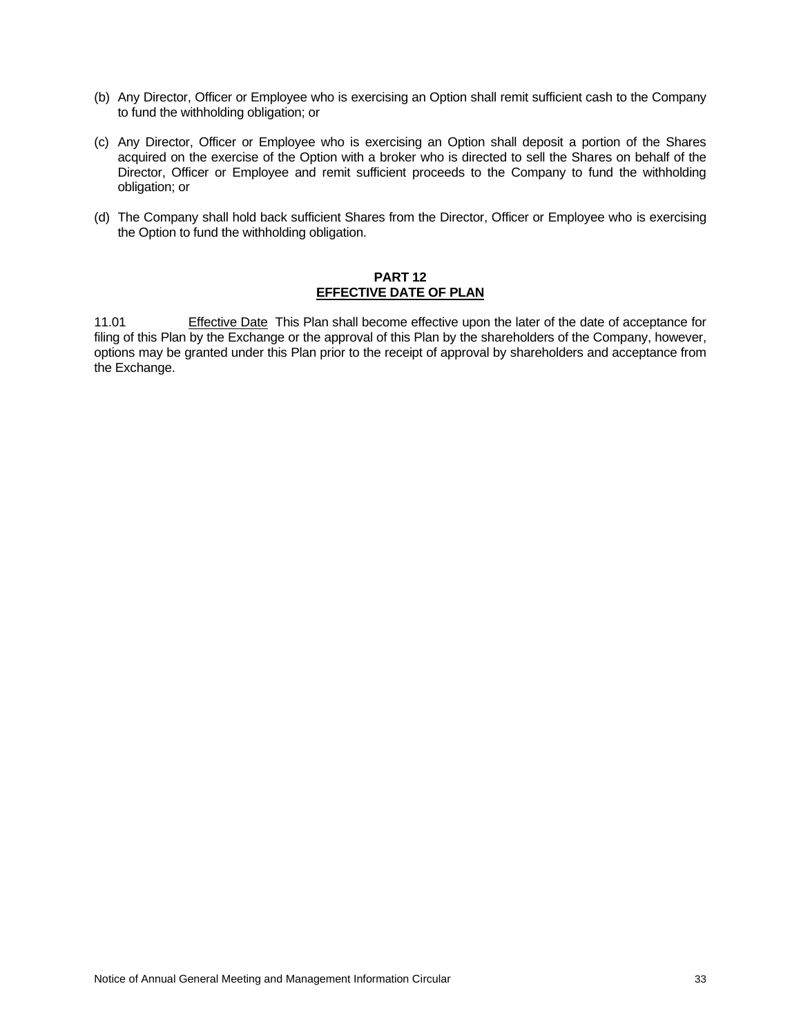(b) Any Director, Officer or Employee who is exercising an Option shall remit sufficient cash to the Company to fund the withholding obligation; or

(c) Any Director, Officer or Employee who is exercising an Option shall deposit a portion of the Shares acquired on the exercise of the Option with a broker who is directed to sell the Shares on behalf of the Director, Officer or Employee and remit sufficient proceeds to the Company to fund the withholding obligation; or

(d) The Company shall hold back sufficient Shares from the Director, Officer or Employee who is exercising the Option to fund the withholding obligation.

## PART 12
## EFFECTIVE DATE OF PLAN

11.01 Effective Date This Plan shall become effective upon the later of the date of acceptance for filing of this Plan by the Exchange or the approval of this Plan by the shareholders of the Company, however, options may be granted under this Plan prior to the receipt of approval by shareholders and acceptance from the Exchange.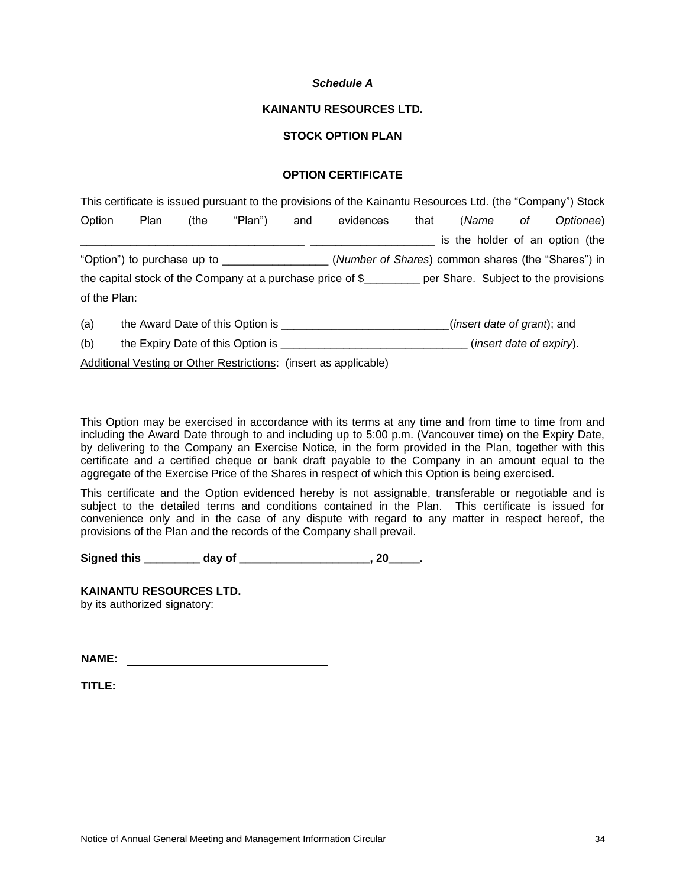***Schedule A***

**KAINANTU RESOURCES LTD.**

**STOCK OPTION PLAN**

**OPTION CERTIFICATE**

This certificate is issued pursuant to the provisions of the Kainantu Resources Ltd. (the "Company") Stock Option Plan (the "Plan") and evidences that (*Name of Optionee*) ___________________________________ ___________________ is the holder of an option (the "Option") to purchase up to _________________ (*Number of Shares*) common shares (the "Shares") in the capital stock of the Company at a purchase price of $_________ per Share. Subject to the provisions of the Plan:

(a) the Award Date of this Option is __________________________(*insert date of grant*); and

(b) the Expiry Date of this Option is _____________________________ (*insert date of expiry*).

Additional Vesting or Other Restrictions: (insert as applicable)

This Option may be exercised in accordance with its terms at any time and from time to time from and including the Award Date through to and including up to 5:00 p.m. (Vancouver time) on the Expiry Date, by delivering to the Company an Exercise Notice, in the form provided in the Plan, together with this certificate and a certified cheque or bank draft payable to the Company in an amount equal to the aggregate of the Exercise Price of the Shares in respect of which this Option is being exercised.

This certificate and the Option evidenced hereby is not assignable, transferable or negotiable and is subject to the detailed terms and conditions contained in the Plan. This certificate is issued for convenience only and in the case of any dispute with regard to any matter in respect hereof, the provisions of the Plan and the records of the Company shall prevail.

**Signed this _________ day of ____________________, 20_____.**

**KAINANTU RESOURCES LTD.**
by its authorized signatory:

______________________________________

**NAME:** ______________________________

**TITLE:** ______________________________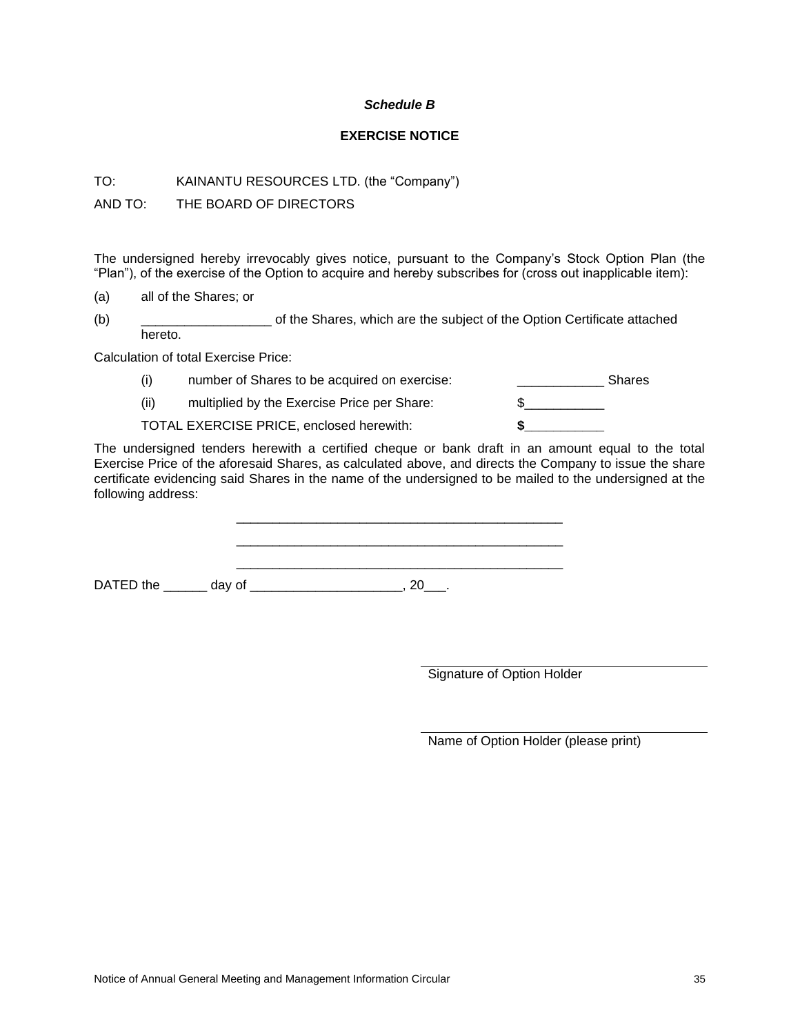*Schedule B*

**EXERCISE NOTICE**

TO: KAINANTU RESOURCES LTD. (the "Company")

AND TO: THE BOARD OF DIRECTORS

The undersigned hereby irrevocably gives notice, pursuant to the Company's Stock Option Plan (the "Plan"), of the exercise of the Option to acquire and hereby subscribes for (cross out inapplicable item):

(a) all of the Shares; or

(b) __________________ of the Shares, which are the subject of the Option Certificate attached hereto.

Calculation of total Exercise Price:

| | | |
|---|---|---|
| (i) | number of Shares to be acquired on exercise: | ____________ Shares |
| (ii) | multiplied by the Exercise Price per Share: | $___________ |
| | TOTAL EXERCISE PRICE, enclosed herewith: | **$___________** |

The undersigned tenders herewith a certified cheque or bank draft in an amount equal to the total Exercise Price of the aforesaid Shares, as calculated above, and directs the Company to issue the share certificate evidencing said Shares in the name of the undersigned to be mailed to the undersigned at the following address:

______________________________________________

______________________________________________

______________________________________________

DATED the ______ day of _____________________, 20___.

______________________________________________
Signature of Option Holder

______________________________________________
Name of Option Holder (please print)